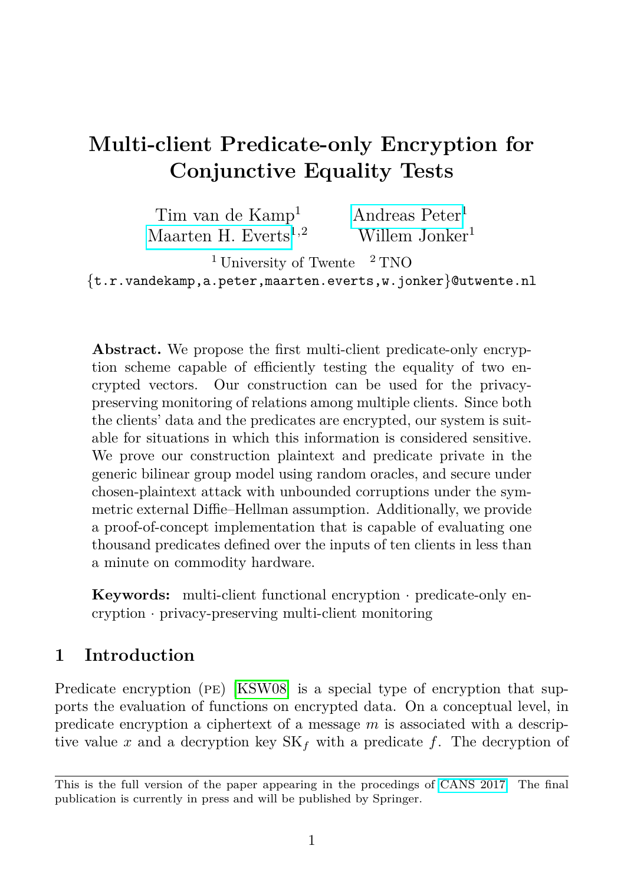# Multi-client Predicate-only Encryption for Conjunctive Equality Tests

Tim van de Kamp[1] Andreas Peter[1]
Maarten H. Everts[1,2] Willem Jonker[1]

[1] University of Twente [2] TNO
{t.r.vandekamp,a.peter,maarten.everts,w.jonker}@utwente.nl

**Abstract.** We propose the first multi-client predicate-only encryption scheme capable of efficiently testing the equality of two encrypted vectors. Our construction can be used for the privacy-preserving monitoring of relations among multiple clients. Since both the clients' data and the predicates are encrypted, our system is suitable for situations in which this information is considered sensitive. We prove our construction plaintext and predicate private in the generic bilinear group model using random oracles, and secure under chosen-plaintext attack with unbounded corruptions under the symmetric external Diffie–Hellman assumption. Additionally, we provide a proof-of-concept implementation that is capable of evaluating one thousand predicates defined over the inputs of ten clients in less than a minute on commodity hardware.

**Keywords:** multi-client functional encryption · predicate-only encryption · privacy-preserving multi-client monitoring

## 1 Introduction

Predicate encryption (PE) [KSW08] is a special type of encryption that supports the evaluation of functions on encrypted data. On a conceptual level, in predicate encryption a ciphertext of a message $m$ is associated with a descriptive value $x$ and a decryption key $\mathrm{SK}_f$ with a predicate $f$. The decryption of

This is the full version of the paper appearing in the procedings of CANS 2017. The final publication is currently in press and will be published by Springer.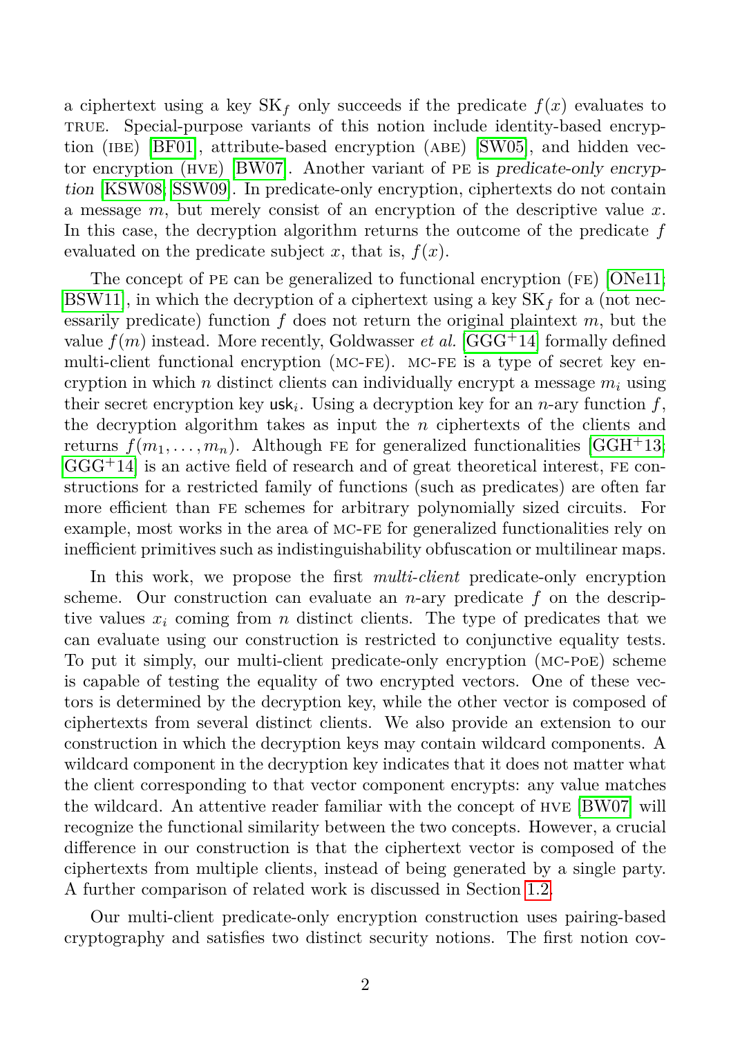a ciphertext using a key $\mathrm{SK}_f$ only succeeds if the predicate $f(x)$ evaluates to TRUE. Special-purpose variants of this notion include identity-based encryption (IBE) [BF01], attribute-based encryption (ABE) [SW05], and hidden vector encryption (HVE) [BW07]. Another variant of PE is *predicate-only encryption* [KSW08; SSW09]. In predicate-only encryption, ciphertexts do not contain a message $m$, but merely consist of an encryption of the descriptive value $x$. In this case, the decryption algorithm returns the outcome of the predicate $f$ evaluated on the predicate subject $x$, that is, $f(x)$.

The concept of PE can be generalized to functional encryption (FE) [ONe11; BSW11], in which the decryption of a ciphertext using a key $\mathrm{SK}_f$ for a (not necessarily predicate) function $f$ does not return the original plaintext $m$, but the value $f(m)$ instead. More recently, Goldwasser *et al.* [GGG+14] formally defined multi-client functional encryption (MC-FE). MC-FE is a type of secret key encryption in which $n$ distinct clients can individually encrypt a message $m_i$ using their secret encryption key $\mathsf{usk}_i$. Using a decryption key for an $n$-ary function $f$, the decryption algorithm takes as input the $n$ ciphertexts of the clients and returns $f(m_1, \ldots, m_n)$. Although FE for generalized functionalities [GGH+13; GGG+14] is an active field of research and of great theoretical interest, FE constructions for a restricted family of functions (such as predicates) are often far more efficient than FE schemes for arbitrary polynomially sized circuits. For example, most works in the area of MC-FE for generalized functionalities rely on inefficient primitives such as indistinguishability obfuscation or multilinear maps.

In this work, we propose the first *multi-client* predicate-only encryption scheme. Our construction can evaluate an $n$-ary predicate $f$ on the descriptive values $x_i$ coming from $n$ distinct clients. The type of predicates that we can evaluate using our construction is restricted to conjunctive equality tests. To put it simply, our multi-client predicate-only encryption (MC-PoE) scheme is capable of testing the equality of two encrypted vectors. One of these vectors is determined by the decryption key, while the other vector is composed of ciphertexts from several distinct clients. We also provide an extension to our construction in which the decryption keys may contain wildcard components. A wildcard component in the decryption key indicates that it does not matter what the client corresponding to that vector component encrypts: any value matches the wildcard. An attentive reader familiar with the concept of HVE [BW07] will recognize the functional similarity between the two concepts. However, a crucial difference in our construction is that the ciphertext vector is composed of the ciphertexts from multiple clients, instead of being generated by a single party. A further comparison of related work is discussed in Section 1.2.

Our multi-client predicate-only encryption construction uses pairing-based cryptography and satisfies two distinct security notions. The first notion cov-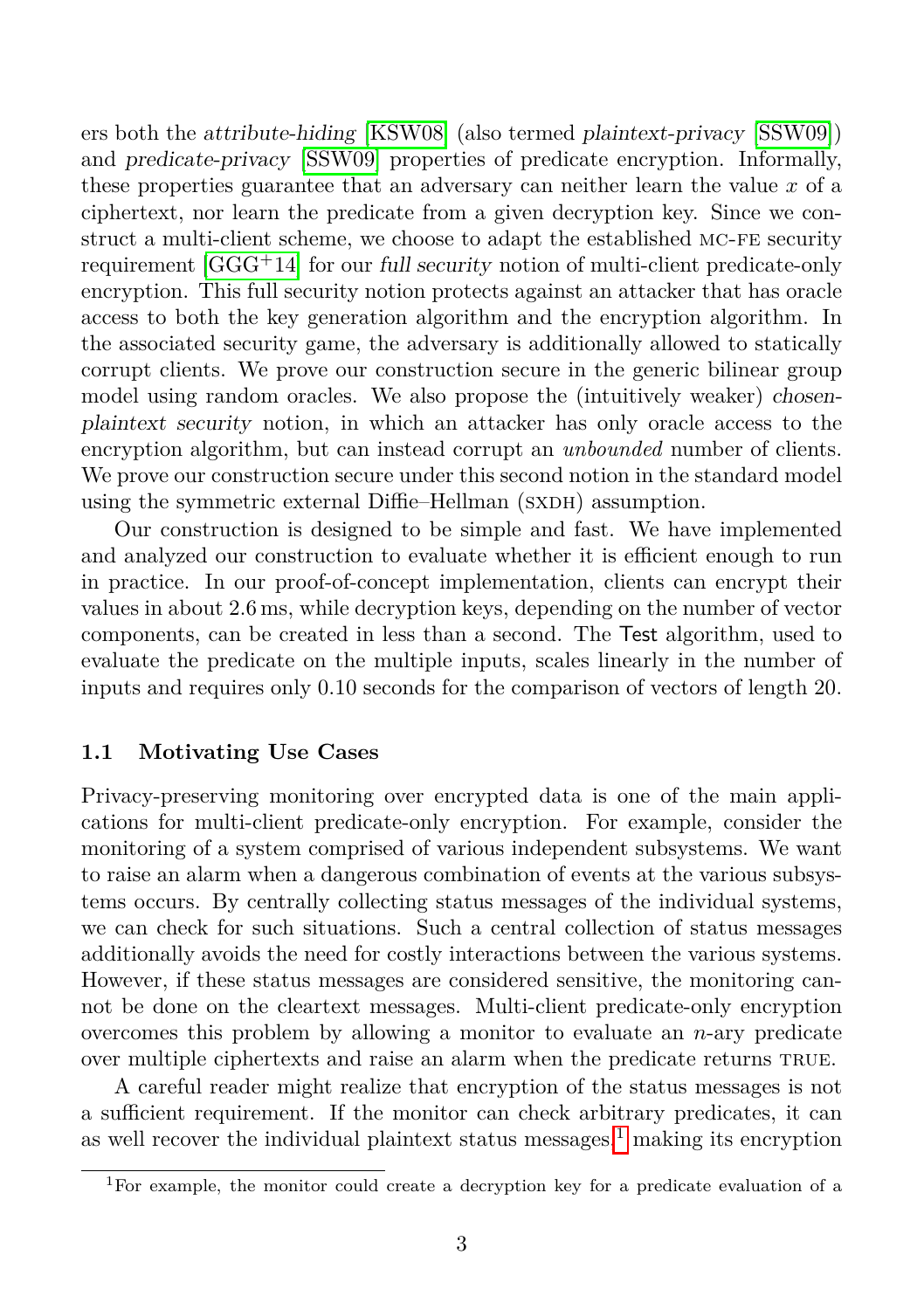ers both the *attribute-hiding* [KSW08] (also termed *plaintext-privacy* [SSW09]) and *predicate-privacy* [SSW09] properties of predicate encryption. Informally, these properties guarantee that an adversary can neither learn the value $x$ of a ciphertext, nor learn the predicate from a given decryption key. Since we construct a multi-client scheme, we choose to adapt the established MC-FE security requirement [GGG+14] for our *full security* notion of multi-client predicate-only encryption. This full security notion protects against an attacker that has oracle access to both the key generation algorithm and the encryption algorithm. In the associated security game, the adversary is additionally allowed to statically corrupt clients. We prove our construction secure in the generic bilinear group model using random oracles. We also propose the (intuitively weaker) *chosen-plaintext security* notion, in which an attacker has only oracle access to the encryption algorithm, but can instead corrupt an *unbounded* number of clients. We prove our construction secure under this second notion in the standard model using the symmetric external Diffie–Hellman (SXDH) assumption.

Our construction is designed to be simple and fast. We have implemented and analyzed our construction to evaluate whether it is efficient enough to run in practice. In our proof-of-concept implementation, clients can encrypt their values in about 2.6 ms, while decryption keys, depending on the number of vector components, can be created in less than a second. The Test algorithm, used to evaluate the predicate on the multiple inputs, scales linearly in the number of inputs and requires only 0.10 seconds for the comparison of vectors of length 20.

### 1.1 Motivating Use Cases

Privacy-preserving monitoring over encrypted data is one of the main applications for multi-client predicate-only encryption. For example, consider the monitoring of a system comprised of various independent subsystems. We want to raise an alarm when a dangerous combination of events at the various subsystems occurs. By centrally collecting status messages of the individual systems, we can check for such situations. Such a central collection of status messages additionally avoids the need for costly interactions between the various systems. However, if these status messages are considered sensitive, the monitoring cannot be done on the cleartext messages. Multi-client predicate-only encryption overcomes this problem by allowing a monitor to evaluate an $n$-ary predicate over multiple ciphertexts and raise an alarm when the predicate returns TRUE.

A careful reader might realize that encryption of the status messages is not a sufficient requirement. If the monitor can check arbitrary predicates, it can as well recover the individual plaintext status messages,[1] making its encryption

[1] For example, the monitor could create a decryption key for a predicate evaluation of a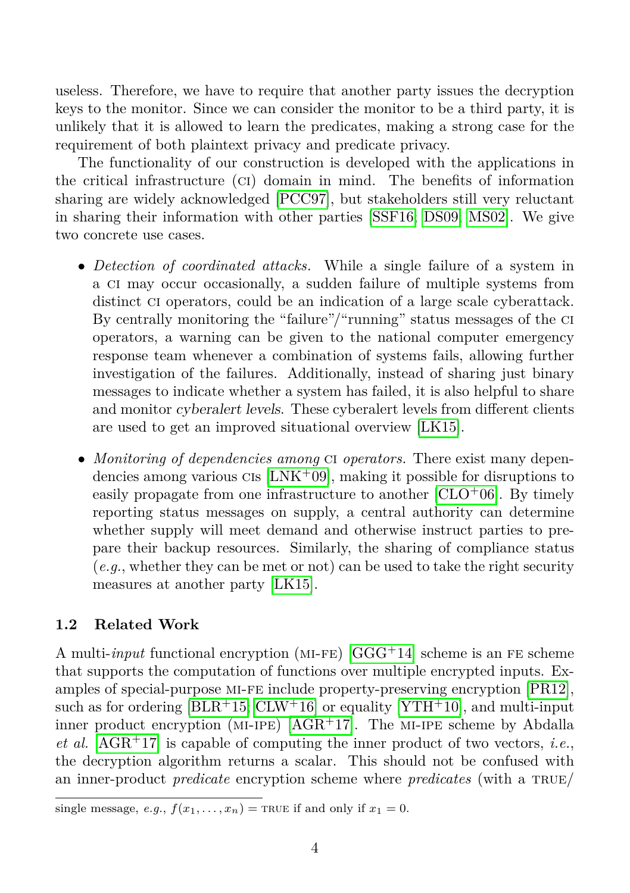useless. Therefore, we have to require that another party issues the decryption keys to the monitor. Since we can consider the monitor to be a third party, it is unlikely that it is allowed to learn the predicates, making a strong case for the requirement of both plaintext privacy and predicate privacy.

The functionality of our construction is developed with the applications in the critical infrastructure (CI) domain in mind. The benefits of information sharing are widely acknowledged [PCC97], but stakeholders still very reluctant in sharing their information with other parties [SSF16, DS09, MS02]. We give two concrete use cases.

- *Detection of coordinated attacks.* While a single failure of a system in a CI may occur occasionally, a sudden failure of multiple systems from distinct CI operators, could be an indication of a large scale cyberattack. By centrally monitoring the "failure"/"running" status messages of the CI operators, a warning can be given to the national computer emergency response team whenever a combination of systems fails, allowing further investigation of the failures. Additionally, instead of sharing just binary messages to indicate whether a system has failed, it is also helpful to share and monitor *cyberalert levels*. These cyberalert levels from different clients are used to get an improved situational overview [LK15].
- *Monitoring of dependencies among* CI *operators.* There exist many dependencies among various CIs [LNK+09], making it possible for disruptions to easily propagate from one infrastructure to another [CLO+06]. By timely reporting status messages on supply, a central authority can determine whether supply will meet demand and otherwise instruct parties to prepare their backup resources. Similarly, the sharing of compliance status (*e.g.*, whether they can be met or not) can be used to take the right security measures at another party [LK15].

### 1.2 Related Work

A multi-*input* functional encryption (MI-FE) [GGG+14] scheme is an FE scheme that supports the computation of functions over multiple encrypted inputs. Examples of special-purpose MI-FE include property-preserving encryption [PR12], such as for ordering [BLR+15, CLW+16] or equality [YTH+10], and multi-input inner product encryption (MI-IPE) [AGR+17]. The MI-IPE scheme by Abdalla *et al.* [AGR+17] is capable of computing the inner product of two vectors, *i.e.*, the decryption algorithm returns a scalar. This should not be confused with an inner-product *predicate* encryption scheme where *predicates* (with a TRUE/

single message, *e.g.*, $f(x_1, \ldots, x_n) = \text{TRUE}$ if and only if $x_1 = 0$.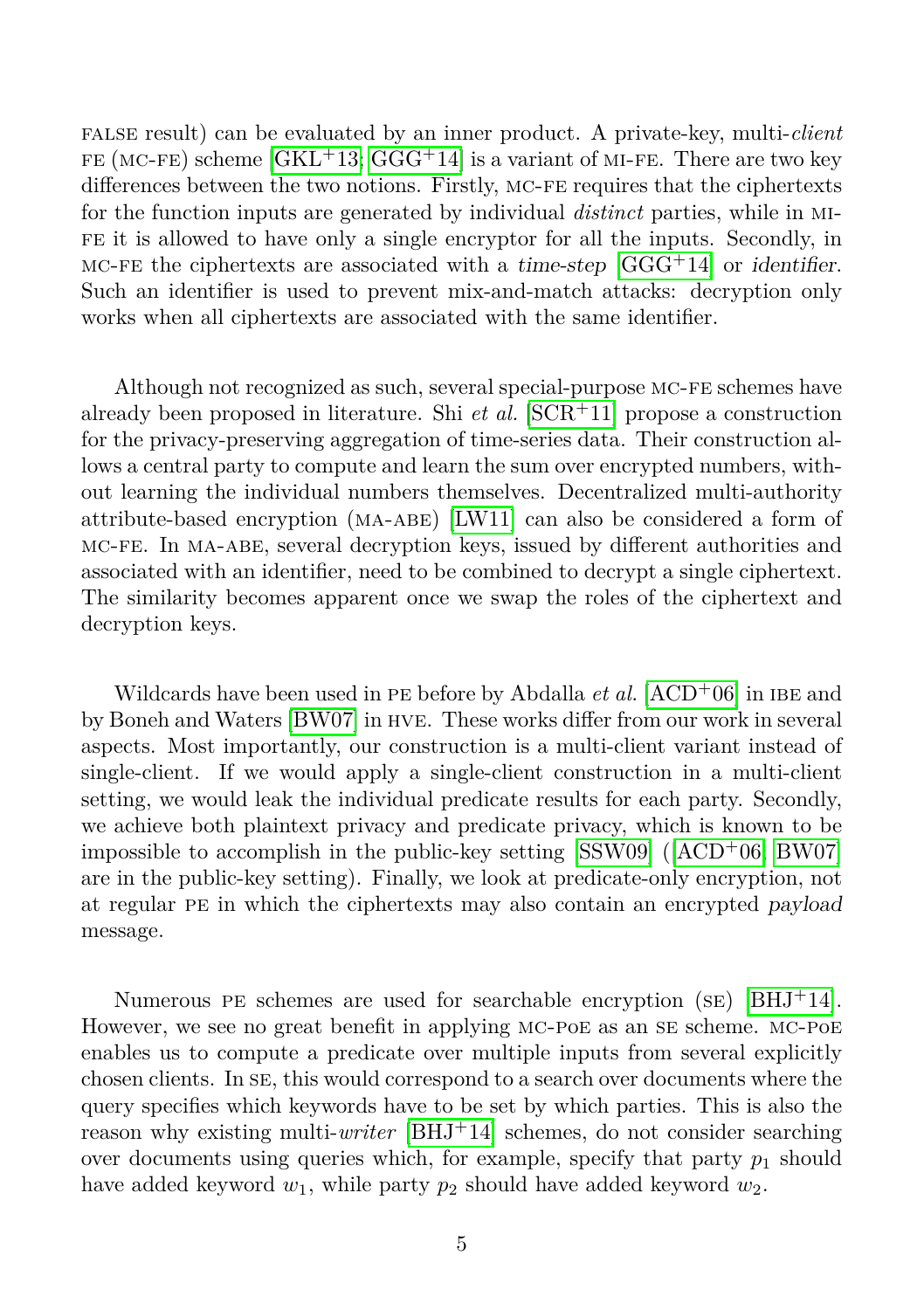FALSE result) can be evaluated by an inner product. A private-key, multi-*client* FE (MC-FE) scheme [GKL+13; GGG+14] is a variant of MI-FE. There are two key differences between the two notions. Firstly, MC-FE requires that the ciphertexts for the function inputs are generated by individual *distinct* parties, while in MI-FE it is allowed to have only a single encryptor for all the inputs. Secondly, in MC-FE the ciphertexts are associated with a *time-step* [GGG+14] or *identifier*. Such an identifier is used to prevent mix-and-match attacks: decryption only works when all ciphertexts are associated with the same identifier.

Although not recognized as such, several special-purpose MC-FE schemes have already been proposed in literature. Shi *et al.* [SCR+11] propose a construction for the privacy-preserving aggregation of time-series data. Their construction allows a central party to compute and learn the sum over encrypted numbers, without learning the individual numbers themselves. Decentralized multi-authority attribute-based encryption (MA-ABE) [LW11] can also be considered a form of MC-FE. In MA-ABE, several decryption keys, issued by different authorities and associated with an identifier, need to be combined to decrypt a single ciphertext. The similarity becomes apparent once we swap the roles of the ciphertext and decryption keys.

Wildcards have been used in PE before by Abdalla *et al.* [ACD+06] in IBE and by Boneh and Waters [BW07] in HVE. These works differ from our work in several aspects. Most importantly, our construction is a multi-client variant instead of single-client. If we would apply a single-client construction in a multi-client setting, we would leak the individual predicate results for each party. Secondly, we achieve both plaintext privacy and predicate privacy, which is known to be impossible to accomplish in the public-key setting [SSW09] ([ACD+06; BW07] are in the public-key setting). Finally, we look at predicate-only encryption, not at regular PE in which the ciphertexts may also contain an encrypted *payload* message.

Numerous PE schemes are used for searchable encryption (SE) [BHJ+14]. However, we see no great benefit in applying MC-PoE as an SE scheme. MC-PoE enables us to compute a predicate over multiple inputs from several explicitly chosen clients. In SE, this would correspond to a search over documents where the query specifies which keywords have to be set by which parties. This is also the reason why existing multi-*writer* [BHJ+14] schemes, do not consider searching over documents using queries which, for example, specify that party $p_1$ should have added keyword $w_1$, while party $p_2$ should have added keyword $w_2$.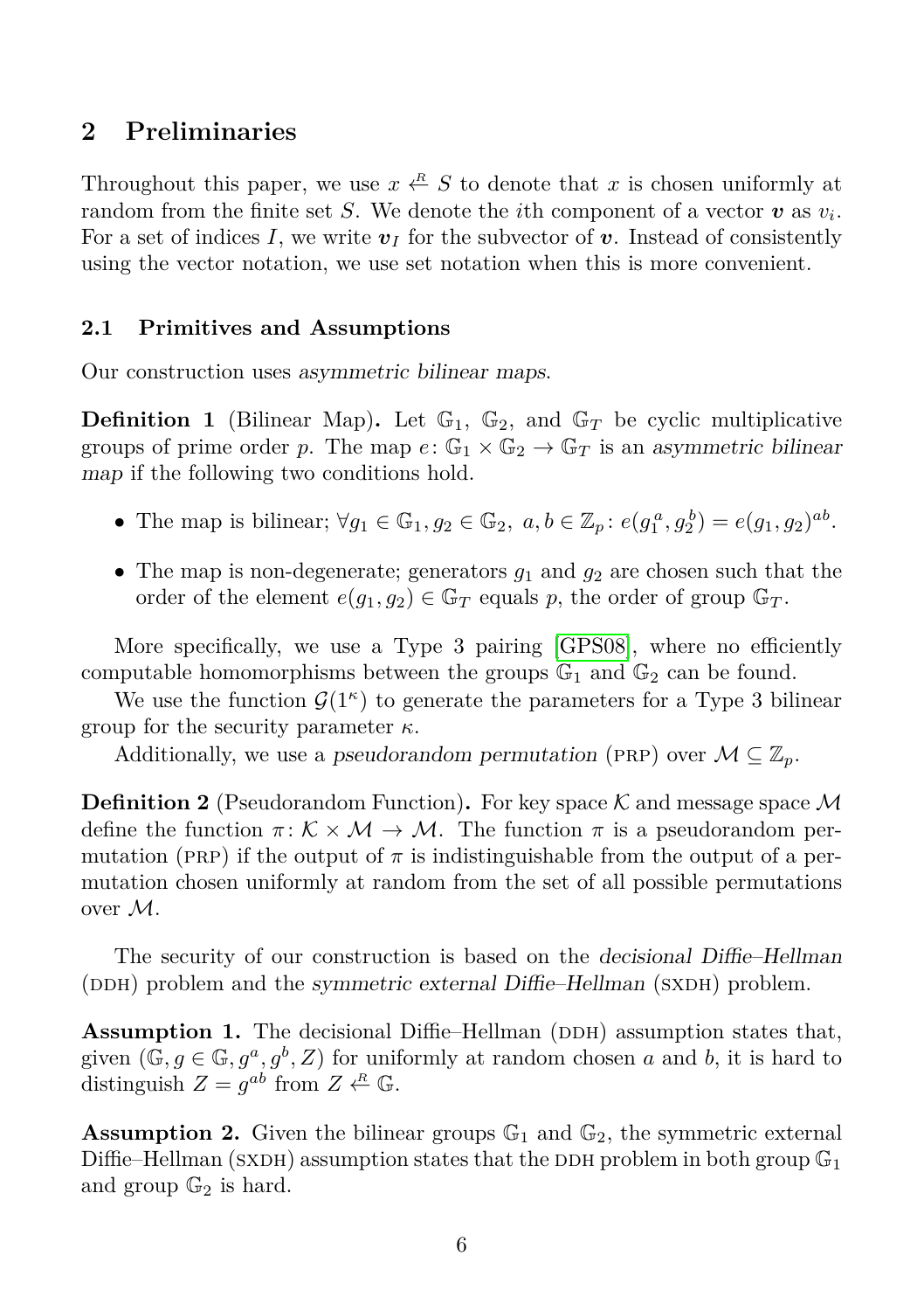## 2 Preliminaries

Throughout this paper, we use $x \xleftarrow{R} S$ to denote that $x$ is chosen uniformly at random from the finite set $S$. We denote the $i$th component of a vector $\boldsymbol{v}$ as $v_i$. For a set of indices $I$, we write $\boldsymbol{v}_I$ for the subvector of $\boldsymbol{v}$. Instead of consistently using the vector notation, we use set notation when this is more convenient.

### 2.1 Primitives and Assumptions

Our construction uses *asymmetric bilinear maps*.

**Definition 1** (Bilinear Map)**.** Let $\mathbb{G}_1$, $\mathbb{G}_2$, and $\mathbb{G}_T$ be cyclic multiplicative groups of prime order $p$. The map $e\colon \mathbb{G}_1 \times \mathbb{G}_2 \to \mathbb{G}_T$ is an *asymmetric bilinear map* if the following two conditions hold.

- The map is bilinear; $\forall g_1 \in \mathbb{G}_1, g_2 \in \mathbb{G}_2,\ a, b \in \mathbb{Z}_p\colon e(g_1^a, g_2^b) = e(g_1, g_2)^{ab}$.
- The map is non-degenerate; generators $g_1$ and $g_2$ are chosen such that the order of the element $e(g_1, g_2) \in \mathbb{G}_T$ equals $p$, the order of group $\mathbb{G}_T$.

More specifically, we use a Type 3 pairing [GPS08], where no efficiently computable homomorphisms between the groups $\mathbb{G}_1$ and $\mathbb{G}_2$ can be found.

We use the function $\mathcal{G}(1^\kappa)$ to generate the parameters for a Type 3 bilinear group for the security parameter $\kappa$.

Additionally, we use a *pseudorandom permutation* (PRP) over $\mathcal{M} \subseteq \mathbb{Z}_p$.

**Definition 2** (Pseudorandom Function)**.** For key space $\mathcal{K}$ and message space $\mathcal{M}$ define the function $\pi\colon \mathcal{K} \times \mathcal{M} \to \mathcal{M}$. The function $\pi$ is a pseudorandom permutation (PRP) if the output of $\pi$ is indistinguishable from the output of a permutation chosen uniformly at random from the set of all possible permutations over $\mathcal{M}$.

The security of our construction is based on the *decisional Diffie–Hellman* (DDH) problem and the *symmetric external Diffie–Hellman* (SXDH) problem.

**Assumption 1.** The decisional Diffie–Hellman (DDH) assumption states that, given $(\mathbb{G}, g \in \mathbb{G}, g^a, g^b, Z)$ for uniformly at random chosen $a$ and $b$, it is hard to distinguish $Z = g^{ab}$ from $Z \xleftarrow{R} \mathbb{G}$.

**Assumption 2.** Given the bilinear groups $\mathbb{G}_1$ and $\mathbb{G}_2$, the symmetric external Diffie–Hellman (SXDH) assumption states that the DDH problem in both group $\mathbb{G}_1$ and group $\mathbb{G}_2$ is hard.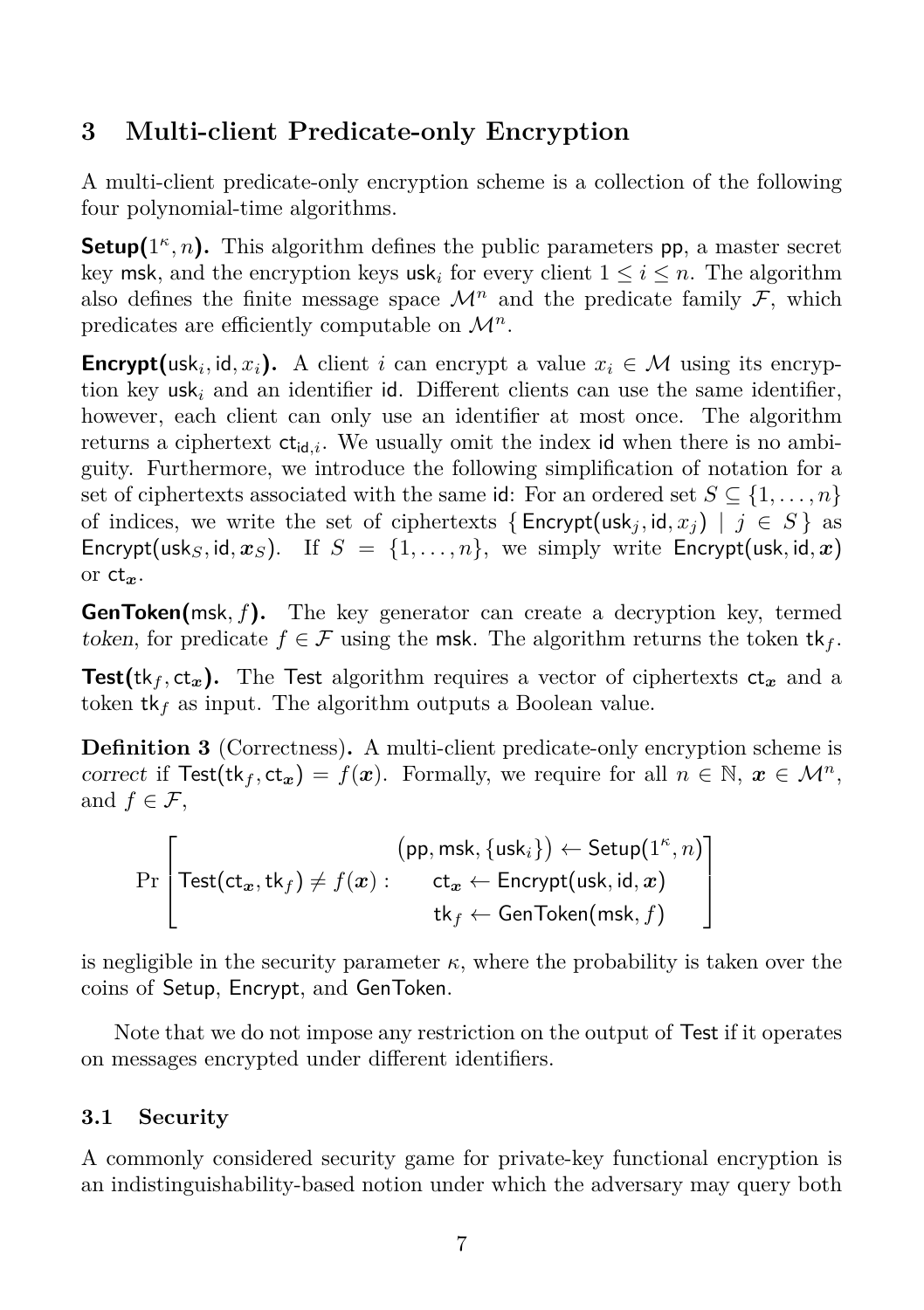## 3 Multi-client Predicate-only Encryption

A multi-client predicate-only encryption scheme is a collection of the following four polynomial-time algorithms.

**Setup($1^\kappa, n$).** This algorithm defines the public parameters $\mathsf{pp}$, a master secret key $\mathsf{msk}$, and the encryption keys $\mathsf{usk}_i$ for every client $1 \leq i \leq n$. The algorithm also defines the finite message space $\mathcal{M}^n$ and the predicate family $\mathcal{F}$, which predicates are efficiently computable on $\mathcal{M}^n$.

**Encrypt($\mathsf{usk}_i, \mathsf{id}, x_i$).** A client $i$ can encrypt a value $x_i \in \mathcal{M}$ using its encryption key $\mathsf{usk}_i$ and an identifier $\mathsf{id}$. Different clients can use the same identifier, however, each client can only use an identifier at most once. The algorithm returns a ciphertext $\mathsf{ct}_{\mathsf{id},i}$. We usually omit the index $\mathsf{id}$ when there is no ambiguity. Furthermore, we introduce the following simplification of notation for a set of ciphertexts associated with the same $\mathsf{id}$: For an ordered set $S \subseteq \{1, \ldots, n\}$ of indices, we write the set of ciphertexts $\{ \mathsf{Encrypt}(\mathsf{usk}_j, \mathsf{id}, x_j) \mid j \in S \}$ as $\mathsf{Encrypt}(\mathsf{usk}_S, \mathsf{id}, \boldsymbol{x}_S)$. If $S = \{1, \ldots, n\}$, we simply write $\mathsf{Encrypt}(\mathsf{usk}, \mathsf{id}, \boldsymbol{x})$ or $\mathsf{ct}_{\boldsymbol{x}}$.

**GenToken($\mathsf{msk}, f$).** The key generator can create a decryption key, termed *token*, for predicate $f \in \mathcal{F}$ using the $\mathsf{msk}$. The algorithm returns the token $\mathsf{tk}_f$.

**Test($\mathsf{tk}_f, \mathsf{ct}_{\boldsymbol{x}}$).** The $\mathsf{Test}$ algorithm requires a vector of ciphertexts $\mathsf{ct}_{\boldsymbol{x}}$ and a token $\mathsf{tk}_f$ as input. The algorithm outputs a Boolean value.

**Definition 3** (Correctness)**.** A multi-client predicate-only encryption scheme is *correct* if $\mathsf{Test}(\mathsf{tk}_f, \mathsf{ct}_{\boldsymbol{x}}) = f(\boldsymbol{x})$. Formally, we require for all $n \in \mathbb{N}$, $\boldsymbol{x} \in \mathcal{M}^n$, and $f \in \mathcal{F}$,

$$\Pr\left[ \mathsf{Test}(\mathsf{ct}_{\boldsymbol{x}}, \mathsf{tk}_f) \neq f(\boldsymbol{x}) : \begin{array}{c} \left(\mathsf{pp}, \mathsf{msk}, \{\mathsf{usk}_i\}\right) \leftarrow \mathsf{Setup}(1^\kappa, n) \\ \mathsf{ct}_{\boldsymbol{x}} \leftarrow \mathsf{Encrypt}(\mathsf{usk}, \mathsf{id}, \boldsymbol{x}) \\ \mathsf{tk}_f \leftarrow \mathsf{GenToken}(\mathsf{msk}, f) \end{array} \right]$$

is negligible in the security parameter $\kappa$, where the probability is taken over the coins of $\mathsf{Setup}$, $\mathsf{Encrypt}$, and $\mathsf{GenToken}$.

Note that we do not impose any restriction on the output of $\mathsf{Test}$ if it operates on messages encrypted under different identifiers.

### 3.1 Security

A commonly considered security game for private-key functional encryption is an indistinguishability-based notion under which the adversary may query both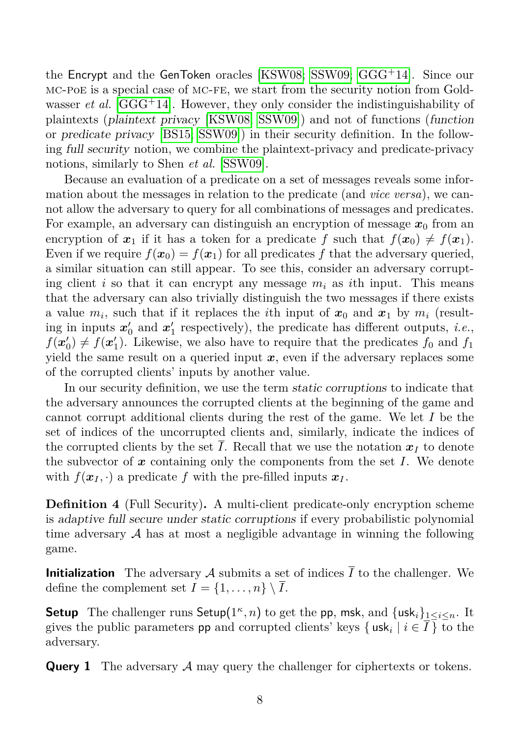the Encrypt and the GenToken oracles [KSW08; SSW09; GGG+14]. Since our MC-PoE is a special case of MC-FE, we start from the security notion from Goldwasser *et al.* [GGG+14]. However, they only consider the indistinguishability of plaintexts (*plaintext privacy* [KSW08; SSW09]) and not of functions (*function* or *predicate privacy* [BS15; SSW09]) in their security definition. In the following *full security* notion, we combine the plaintext-privacy and predicate-privacy notions, similarly to Shen *et al.* [SSW09].

Because an evaluation of a predicate on a set of messages reveals some information about the messages in relation to the predicate (and *vice versa*), we cannot allow the adversary to query for all combinations of messages and predicates. For example, an adversary can distinguish an encryption of message $\boldsymbol{x}_0$ from an encryption of $\boldsymbol{x}_1$ if it has a token for a predicate $f$ such that $f(\boldsymbol{x}_0) \neq f(\boldsymbol{x}_1)$. Even if we require $f(\boldsymbol{x}_0) = f(\boldsymbol{x}_1)$ for all predicates $f$ that the adversary queried, a similar situation can still appear. To see this, consider an adversary corrupting client $i$ so that it can encrypt any message $m_i$ as $i$th input. This means that the adversary can also trivially distinguish the two messages if there exists a value $m_i$, such that if it replaces the $i$th input of $\boldsymbol{x}_0$ and $\boldsymbol{x}_1$ by $m_i$ (resulting in inputs $\boldsymbol{x}'_0$ and $\boldsymbol{x}'_1$ respectively), the predicate has different outputs, *i.e.*, $f(\boldsymbol{x}'_0) \neq f(\boldsymbol{x}'_1)$. Likewise, we also have to require that the predicates $f_0$ and $f_1$ yield the same result on a queried input $\boldsymbol{x}$, even if the adversary replaces some of the corrupted clients' inputs by another value.

In our security definition, we use the term *static corruptions* to indicate that the adversary announces the corrupted clients at the beginning of the game and cannot corrupt additional clients during the rest of the game. We let $I$ be the set of indices of the uncorrupted clients and, similarly, indicate the indices of the corrupted clients by the set $\overline{I}$. Recall that we use the notation $\boldsymbol{x}_I$ to denote the subvector of $\boldsymbol{x}$ containing only the components from the set $I$. We denote with $f(\boldsymbol{x}_I, \cdot)$ a predicate $f$ with the pre-filled inputs $\boldsymbol{x}_I$.

**Definition 4** (Full Security)**.** A multi-client predicate-only encryption scheme is *adaptive full secure under static corruptions* if every probabilistic polynomial time adversary $\mathcal{A}$ has at most a negligible advantage in winning the following game.

**Initialization** The adversary $\mathcal{A}$ submits a set of indices $\overline{I}$ to the challenger. We define the complement set $I = \{1, \ldots, n\} \setminus \overline{I}$.

**Setup** The challenger runs $\mathsf{Setup}(1^\kappa, n)$ to get the $\mathsf{pp}$, $\mathsf{msk}$, and $\{\mathsf{usk}_i\}_{1 \leq i \leq n}$. It gives the public parameters $\mathsf{pp}$ and corrupted clients' keys $\{\, \mathsf{usk}_i \mid i \in \overline{I}\,\}$ to the adversary.

**Query 1** The adversary $\mathcal{A}$ may query the challenger for ciphertexts or tokens.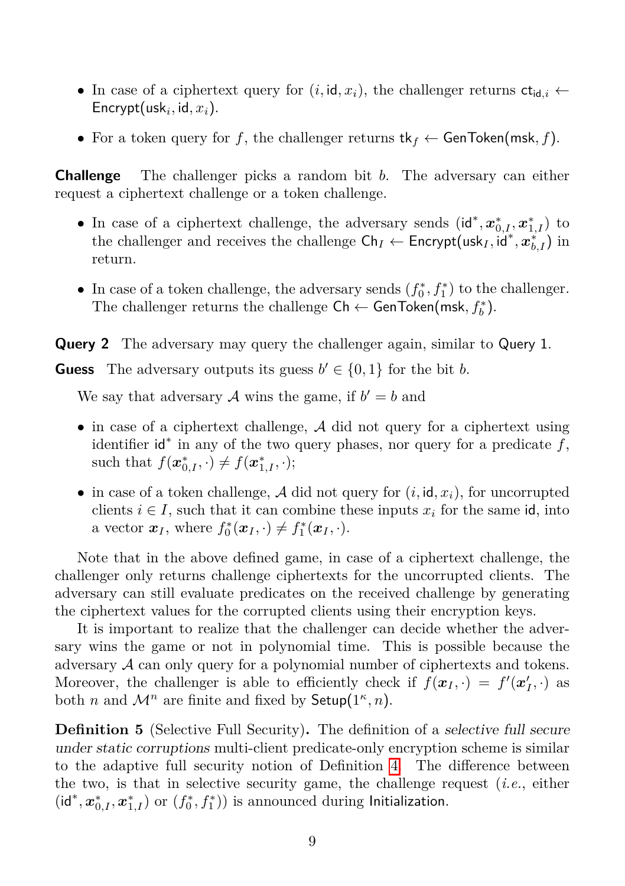- In case of a ciphertext query for $(i, \mathsf{id}, x_i)$, the challenger returns $\mathsf{ct}_{\mathsf{id},i} \leftarrow \mathsf{Encrypt}(\mathsf{usk}_i, \mathsf{id}, x_i)$.
- For a token query for $f$, the challenger returns $\mathsf{tk}_f \leftarrow \mathsf{GenToken}(\mathsf{msk}, f)$.

**Challenge** The challenger picks a random bit $b$. The adversary can either request a ciphertext challenge or a token challenge.

- In case of a ciphertext challenge, the adversary sends $(\mathsf{id}^*, \boldsymbol{x}^*_{0,I}, \boldsymbol{x}^*_{1,I})$ to the challenger and receives the challenge $\mathsf{Ch}_I \leftarrow \mathsf{Encrypt}(\mathsf{usk}_I, \mathsf{id}^*, \boldsymbol{x}^*_{b,I})$ in return.
- In case of a token challenge, the adversary sends $(f^*_0, f^*_1)$ to the challenger. The challenger returns the challenge $\mathsf{Ch} \leftarrow \mathsf{GenToken}(\mathsf{msk}, f^*_b)$.

**Query 2** The adversary may query the challenger again, similar to Query 1.

**Guess** The adversary outputs its guess $b' \in \{0, 1\}$ for the bit $b$.

We say that adversary $\mathcal{A}$ wins the game, if $b' = b$ and

- in case of a ciphertext challenge, $\mathcal{A}$ did not query for a ciphertext using identifier $\mathsf{id}^*$ in any of the two query phases, nor query for a predicate $f$, such that $f(\boldsymbol{x}^*_{0,I}, \cdot) \neq f(\boldsymbol{x}^*_{1,I}, \cdot)$;
- in case of a token challenge, $\mathcal{A}$ did not query for $(i, \mathsf{id}, x_i)$, for uncorrupted clients $i \in I$, such that it can combine these inputs $x_i$ for the same $\mathsf{id}$, into a vector $\boldsymbol{x}_I$, where $f^*_0(\boldsymbol{x}_I, \cdot) \neq f^*_1(\boldsymbol{x}_I, \cdot)$.

Note that in the above defined game, in case of a ciphertext challenge, the challenger only returns challenge ciphertexts for the uncorrupted clients. The adversary can still evaluate predicates on the received challenge by generating the ciphertext values for the corrupted clients using their encryption keys.

It is important to realize that the challenger can decide whether the adversary wins the game or not in polynomial time. This is possible because the adversary $\mathcal{A}$ can only query for a polynomial number of ciphertexts and tokens. Moreover, the challenger is able to efficiently check if $f(\boldsymbol{x}_I, \cdot) = f'(\boldsymbol{x}'_I, \cdot)$ as both $n$ and $\mathcal{M}^n$ are finite and fixed by $\mathsf{Setup}(1^\kappa, n)$.

**Definition 5** (Selective Full Security)**.** The definition of a *selective full secure under static corruptions* multi-client predicate-only encryption scheme is similar to the adaptive full security notion of Definition 4. The difference between the two, is that in selective security game, the challenge request (*i.e.*, either $(\mathsf{id}^*, \boldsymbol{x}^*_{0,I}, \boldsymbol{x}^*_{1,I})$ or $(f^*_0, f^*_1)$) is announced during Initialization.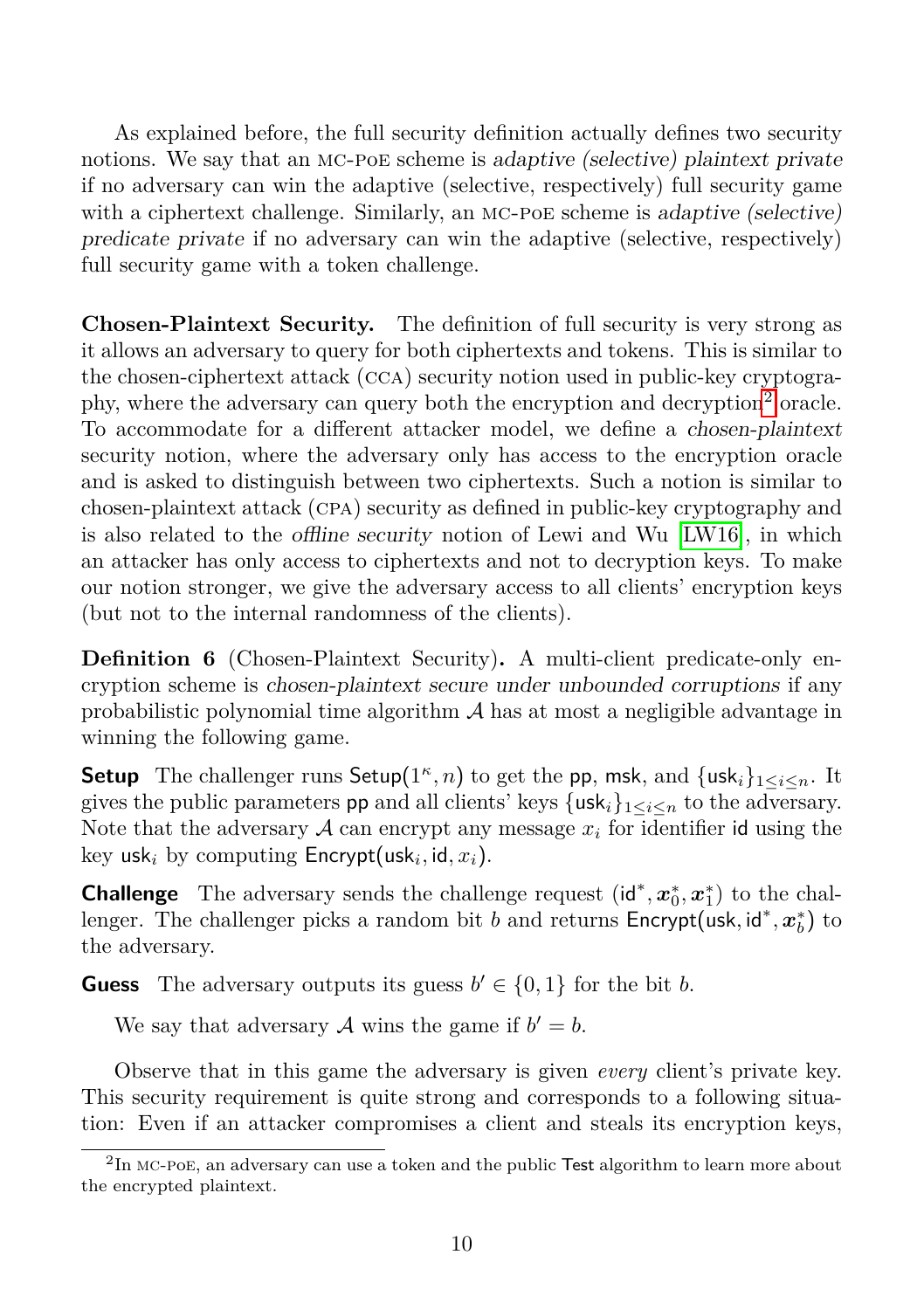As explained before, the full security definition actually defines two security notions. We say that an MC-PoE scheme is *adaptive (selective) plaintext private* if no adversary can win the adaptive (selective, respectively) full security game with a ciphertext challenge. Similarly, an MC-PoE scheme is *adaptive (selective) predicate private* if no adversary can win the adaptive (selective, respectively) full security game with a token challenge.

**Chosen-Plaintext Security.** The definition of full security is very strong as it allows an adversary to query for both ciphertexts and tokens. This is similar to the chosen-ciphertext attack (CCA) security notion used in public-key cryptography, where the adversary can query both the encryption and decryption[2] oracle. To accommodate for a different attacker model, we define a *chosen-plaintext* security notion, where the adversary only has access to the encryption oracle and is asked to distinguish between two ciphertexts. Such a notion is similar to chosen-plaintext attack (CPA) security as defined in public-key cryptography and is also related to the *offline security* notion of Lewi and Wu [LW16], in which an attacker has only access to ciphertexts and not to decryption keys. To make our notion stronger, we give the adversary access to all clients' encryption keys (but not to the internal randomness of the clients).

**Definition 6** (Chosen-Plaintext Security)**.** A multi-client predicate-only encryption scheme is *chosen-plaintext secure under unbounded corruptions* if any probabilistic polynomial time algorithm $\mathcal{A}$ has at most a negligible advantage in winning the following game.

**Setup** The challenger runs $\mathsf{Setup}(1^\kappa, n)$ to get the $\mathsf{pp}$, $\mathsf{msk}$, and $\{\mathsf{usk}_i\}_{1 \le i \le n}$. It gives the public parameters $\mathsf{pp}$ and all clients' keys $\{\mathsf{usk}_i\}_{1 \le i \le n}$ to the adversary. Note that the adversary $\mathcal{A}$ can encrypt any message $x_i$ for identifier $\mathsf{id}$ using the key $\mathsf{usk}_i$ by computing $\mathsf{Encrypt}(\mathsf{usk}_i, \mathsf{id}, x_i)$.

**Challenge** The adversary sends the challenge request $(\mathsf{id}^*, \boldsymbol{x}_0^*, \boldsymbol{x}_1^*)$ to the challenger. The challenger picks a random bit $b$ and returns $\mathsf{Encrypt}(\mathsf{usk}, \mathsf{id}^*, \boldsymbol{x}_b^*)$ to the adversary.

**Guess** The adversary outputs its guess $b' \in \{0, 1\}$ for the bit $b$.

We say that adversary $\mathcal{A}$ wins the game if $b' = b$.

Observe that in this game the adversary is given *every* client's private key. This security requirement is quite strong and corresponds to a following situation: Even if an attacker compromises a client and steals its encryption keys,

[2] In MC-PoE, an adversary can use a token and the public $\mathsf{Test}$ algorithm to learn more about the encrypted plaintext.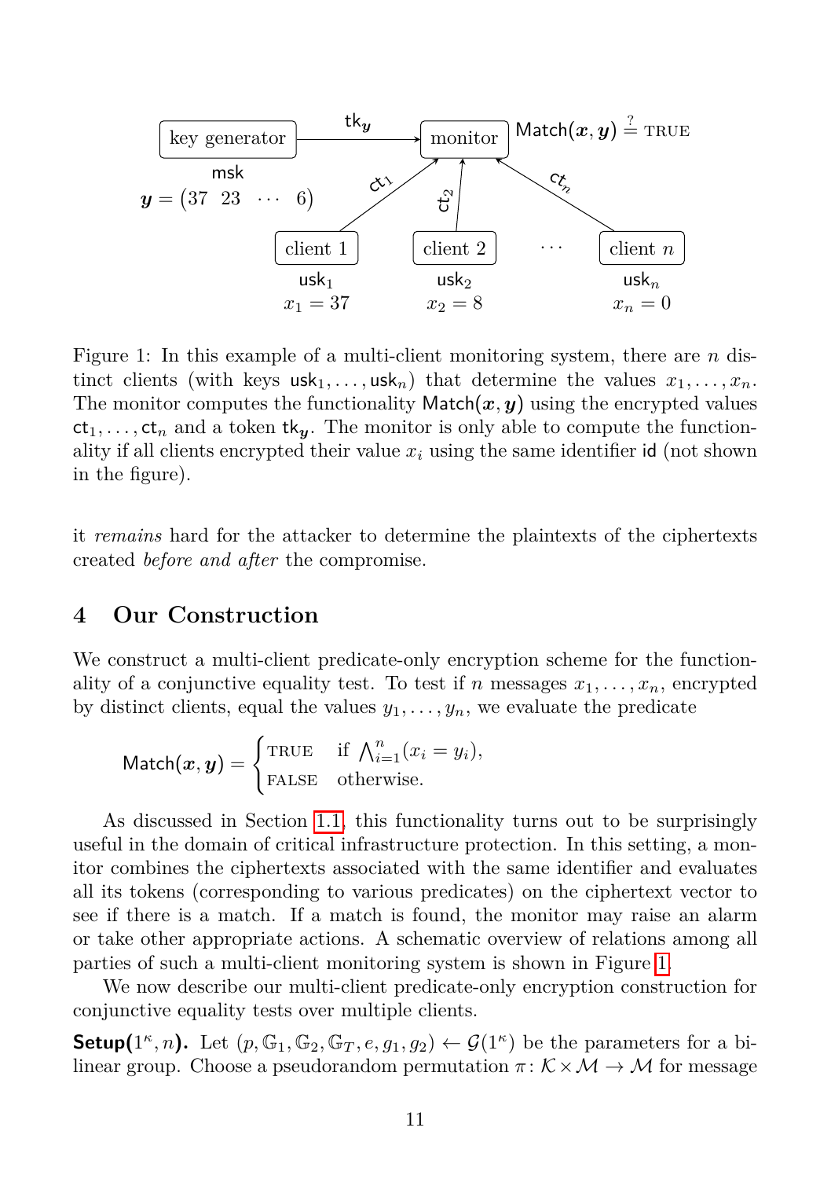Figure 1: In this example of a multi-client monitoring system, there are $n$ distinct clients (with keys $\mathsf{usk}_1, \ldots, \mathsf{usk}_n$) that determine the values $x_1, \ldots, x_n$. The monitor computes the functionality $\mathsf{Match}(\boldsymbol{x}, \boldsymbol{y})$ using the encrypted values $\mathsf{ct}_1, \ldots, \mathsf{ct}_n$ and a token $\mathsf{tk}_{\boldsymbol{y}}$. The monitor is only able to compute the functionality if all clients encrypted their value $x_i$ using the same identifier $\mathsf{id}$ (not shown in the figure).

it *remains* hard for the attacker to determine the plaintexts of the ciphertexts created *before and after* the compromise.

## 4 Our Construction

We construct a multi-client predicate-only encryption scheme for the functionality of a conjunctive equality test. To test if $n$ messages $x_1, \ldots, x_n$, encrypted by distinct clients, equal the values $y_1, \ldots, y_n$, we evaluate the predicate

$$\mathsf{Match}(\boldsymbol{x}, \boldsymbol{y}) = \begin{cases} \text{TRUE} & \text{if } \bigwedge_{i=1}^{n}(x_i = y_i), \\ \text{FALSE} & \text{otherwise.} \end{cases}$$

As discussed in Section 1.1, this functionality turns out to be surprisingly useful in the domain of critical infrastructure protection. In this setting, a monitor combines the ciphertexts associated with the same identifier and evaluates all its tokens (corresponding to various predicates) on the ciphertext vector to see if there is a match. If a match is found, the monitor may raise an alarm or take other appropriate actions. A schematic overview of relations among all parties of such a multi-client monitoring system is shown in Figure 1.

We now describe our multi-client predicate-only encryption construction for conjunctive equality tests over multiple clients.

**Setup**$(1^\kappa, n)$**.** Let $(p, \mathbb{G}_1, \mathbb{G}_2, \mathbb{G}_T, e, g_1, g_2) \leftarrow \mathcal{G}(1^\kappa)$ be the parameters for a bilinear group. Choose a pseudorandom permutation $\pi \colon \mathcal{K} \times \mathcal{M} \to \mathcal{M}$ for message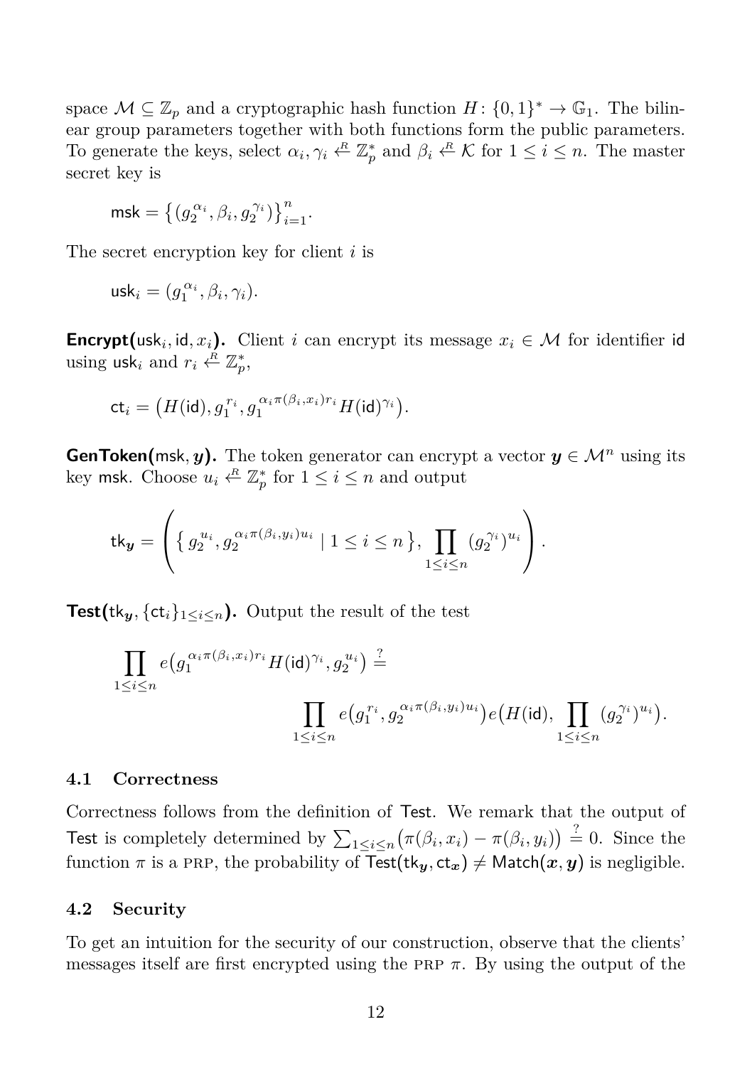space $\mathcal{M} \subseteq \mathbb{Z}_p$ and a cryptographic hash function $H\colon \{0,1\}^* \to \mathbb{G}_1$. The bilinear group parameters together with both functions form the public parameters. To generate the keys, select $\alpha_i, \gamma_i \xleftarrow{R} \mathbb{Z}_p^*$ and $\beta_i \xleftarrow{R} \mathcal{K}$ for $1 \le i \le n$. The master secret key is

$$\mathsf{msk} = \left\{ (g_2^{\alpha_i}, \beta_i, g_2^{\gamma_i}) \right\}_{i=1}^{n}.$$

The secret encryption key for client $i$ is

$$\mathsf{usk}_i = (g_1^{\alpha_i}, \beta_i, \gamma_i).$$

**Encrypt($\mathsf{usk}_i, \mathsf{id}, x_i$).** Client $i$ can encrypt its message $x_i \in \mathcal{M}$ for identifier $\mathsf{id}$ using $\mathsf{usk}_i$ and $r_i \xleftarrow{R} \mathbb{Z}_p^*$,

$$\mathsf{ct}_i = \big( H(\mathsf{id}), g_1^{r_i}, g_1^{\alpha_i \pi(\beta_i, x_i) r_i} H(\mathsf{id})^{\gamma_i} \big).$$

**GenToken($\mathsf{msk}, \boldsymbol{y}$).** The token generator can encrypt a vector $\boldsymbol{y} \in \mathcal{M}^n$ using its key $\mathsf{msk}$. Choose $u_i \xleftarrow{R} \mathbb{Z}_p^*$ for $1 \le i \le n$ and output

$$\mathsf{tk}_{\boldsymbol{y}} = \left( \left\{ g_2^{u_i}, g_2^{\alpha_i \pi(\beta_i, y_i) u_i} \mid 1 \le i \le n \right\}, \prod_{1 \le i \le n} (g_2^{\gamma_i})^{u_i} \right).$$

**Test($\mathsf{tk}_{\boldsymbol{y}}, \{\mathsf{ct}_i\}_{1 \le i \le n}$).** Output the result of the test

$$\prod_{1 \le i \le n} e\big(g_1^{\alpha_i \pi(\beta_i, x_i) r_i} H(\mathsf{id})^{\gamma_i}, g_2^{u_i}\big) \stackrel{?}{=} \prod_{1 \le i \le n} e\big(g_1^{r_i}, g_2^{\alpha_i \pi(\beta_i, y_i) u_i}\big) e\big(H(\mathsf{id}), \prod_{1 \le i \le n} (g_2^{\gamma_i})^{u_i}\big).$$

### 4.1 Correctness

Correctness follows from the definition of Test. We remark that the output of Test is completely determined by $\sum_{1 \le i \le n} \big(\pi(\beta_i, x_i) - \pi(\beta_i, y_i)\big) \stackrel{?}{=} 0$. Since the function $\pi$ is a PRP, the probability of $\mathsf{Test}(\mathsf{tk}_{\boldsymbol{y}}, \mathsf{ct}_{\boldsymbol{x}}) \neq \mathsf{Match}(\boldsymbol{x}, \boldsymbol{y})$ is negligible.

### 4.2 Security

To get an intuition for the security of our construction, observe that the clients' messages itself are first encrypted using the PRP $\pi$. By using the output of the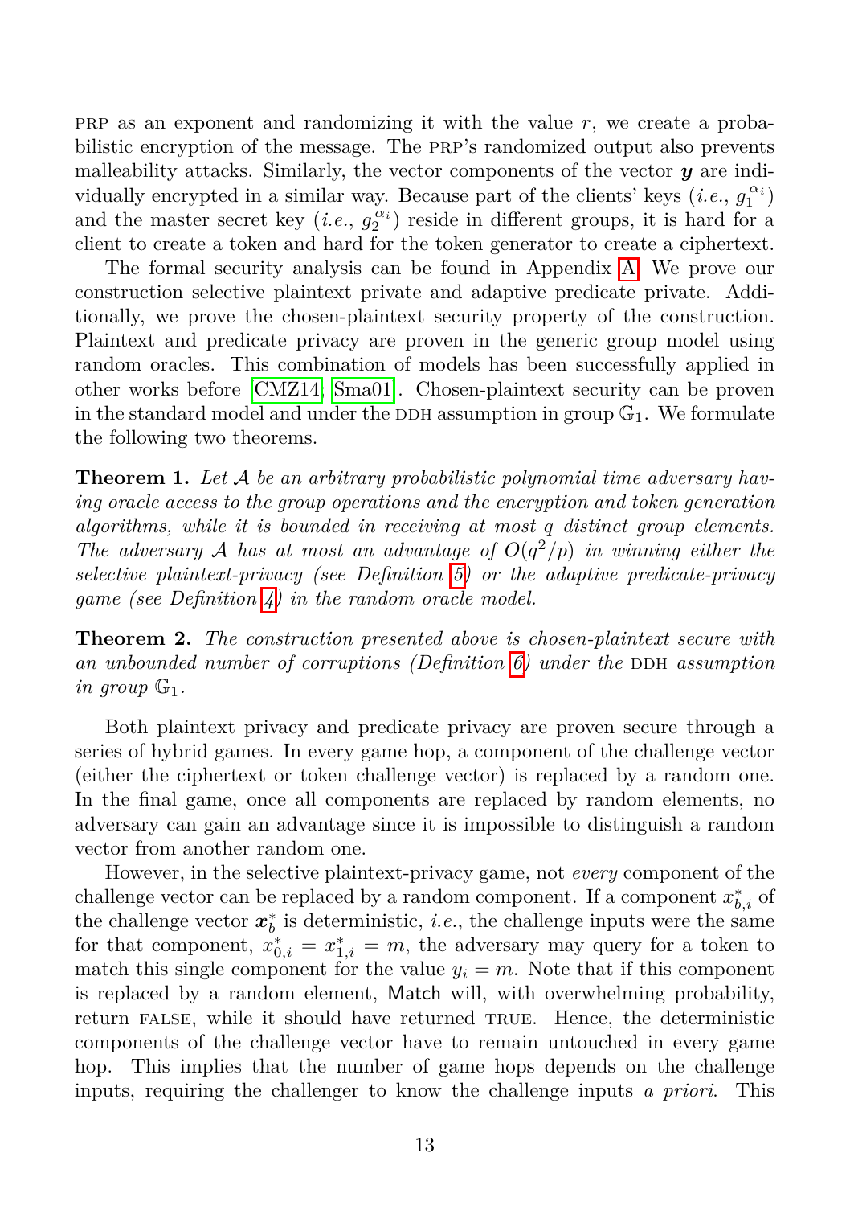PRP as an exponent and randomizing it with the value $r$, we create a probabilistic encryption of the message. The PRP's randomized output also prevents malleability attacks. Similarly, the vector components of the vector $\boldsymbol{y}$ are individually encrypted in a similar way. Because part of the clients' keys (*i.e.*, $g_1^{\alpha_i}$) and the master secret key (*i.e.*, $g_2^{\alpha_i}$) reside in different groups, it is hard for a client to create a token and hard for the token generator to create a ciphertext.

The formal security analysis can be found in Appendix A. We prove our construction selective plaintext private and adaptive predicate private. Additionally, we prove the chosen-plaintext security property of the construction. Plaintext and predicate privacy are proven in the generic group model using random oracles. This combination of models has been successfully applied in other works before [CMZ14, Sma01]. Chosen-plaintext security can be proven in the standard model and under the DDH assumption in group $\mathbb{G}_1$. We formulate the following two theorems.

**Theorem 1.** *Let $\mathcal{A}$ be an arbitrary probabilistic polynomial time adversary having oracle access to the group operations and the encryption and token generation algorithms, while it is bounded in receiving at most $q$ distinct group elements. The adversary $\mathcal{A}$ has at most an advantage of $O(q^2/p)$ in winning either the selective plaintext-privacy (see Definition 5) or the adaptive predicate-privacy game (see Definition 4) in the random oracle model.*

**Theorem 2.** *The construction presented above is chosen-plaintext secure with an unbounded number of corruptions (Definition 6) under the DDH assumption in group $\mathbb{G}_1$.*

Both plaintext privacy and predicate privacy are proven secure through a series of hybrid games. In every game hop, a component of the challenge vector (either the ciphertext or token challenge vector) is replaced by a random one. In the final game, once all components are replaced by random elements, no adversary can gain an advantage since it is impossible to distinguish a random vector from another random one.

However, in the selective plaintext-privacy game, not *every* component of the challenge vector can be replaced by a random component. If a component $x_{b,i}^*$ of the challenge vector $\boldsymbol{x}_b^*$ is deterministic, *i.e.*, the challenge inputs were the same for that component, $x_{0,i}^* = x_{1,i}^* = m$, the adversary may query for a token to match this single component for the value $y_i = m$. Note that if this component is replaced by a random element, Match will, with overwhelming probability, return FALSE, while it should have returned TRUE. Hence, the deterministic components of the challenge vector have to remain untouched in every game hop. This implies that the number of game hops depends on the challenge inputs, requiring the challenger to know the challenge inputs *a priori*. This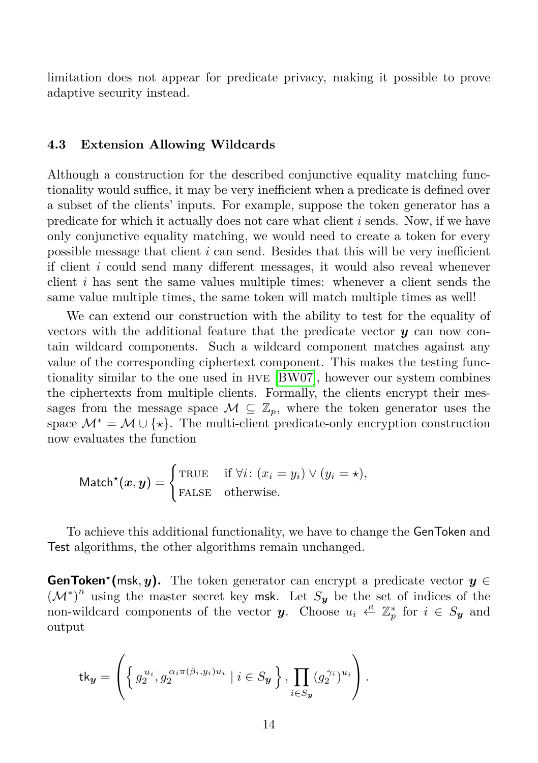limitation does not appear for predicate privacy, making it possible to prove adaptive security instead.

### 4.3 Extension Allowing Wildcards

Although a construction for the described conjunctive equality matching functionality would suffice, it may be very inefficient when a predicate is defined over a subset of the clients' inputs. For example, suppose the token generator has a predicate for which it actually does not care what client $i$ sends. Now, if we have only conjunctive equality matching, we would need to create a token for every possible message that client $i$ can send. Besides that this will be very inefficient if client $i$ could send many different messages, it would also reveal whenever client $i$ has sent the same values multiple times: whenever a client sends the same value multiple times, the same token will match multiple times as well!

We can extend our construction with the ability to test for the equality of vectors with the additional feature that the predicate vector $\boldsymbol{y}$ can now contain wildcard components. Such a wildcard component matches against any value of the corresponding ciphertext component. This makes the testing functionality similar to the one used in HVE [BW07], however our system combines the ciphertexts from multiple clients. Formally, the clients encrypt their messages from the message space $\mathcal{M} \subseteq \mathbb{Z}_p$, where the token generator uses the space $\mathcal{M}^* = \mathcal{M} \cup \{\star\}$. The multi-client predicate-only encryption construction now evaluates the function

$$\mathsf{Match}^\star(\boldsymbol{x}, \boldsymbol{y}) = \begin{cases} \text{TRUE} & \text{if } \forall i \colon (x_i = y_i) \vee (y_i = \star), \\ \text{FALSE} & \text{otherwise.} \end{cases}$$

To achieve this additional functionality, we have to change the GenToken and Test algorithms, the other algorithms remain unchanged.

**GenToken$^\star$(msk, $\boldsymbol{y}$).** The token generator can encrypt a predicate vector $\boldsymbol{y} \in (\mathcal{M}^*)^n$ using the master secret key msk. Let $S_{\boldsymbol{y}}$ be the set of indices of the non-wildcard components of the vector $\boldsymbol{y}$. Choose $u_i \xleftarrow{R} \mathbb{Z}_p^*$ for $i \in S_{\boldsymbol{y}}$ and output

$$\mathsf{tk}_{\boldsymbol{y}} = \left( \left\{ g_2^{u_i}, g_2^{\alpha_i \pi(\beta_i, y_i) u_i} \mid i \in S_{\boldsymbol{y}} \right\}, \prod_{i \in S_{\boldsymbol{y}}} (g_2^{\gamma_i})^{u_i} \right).$$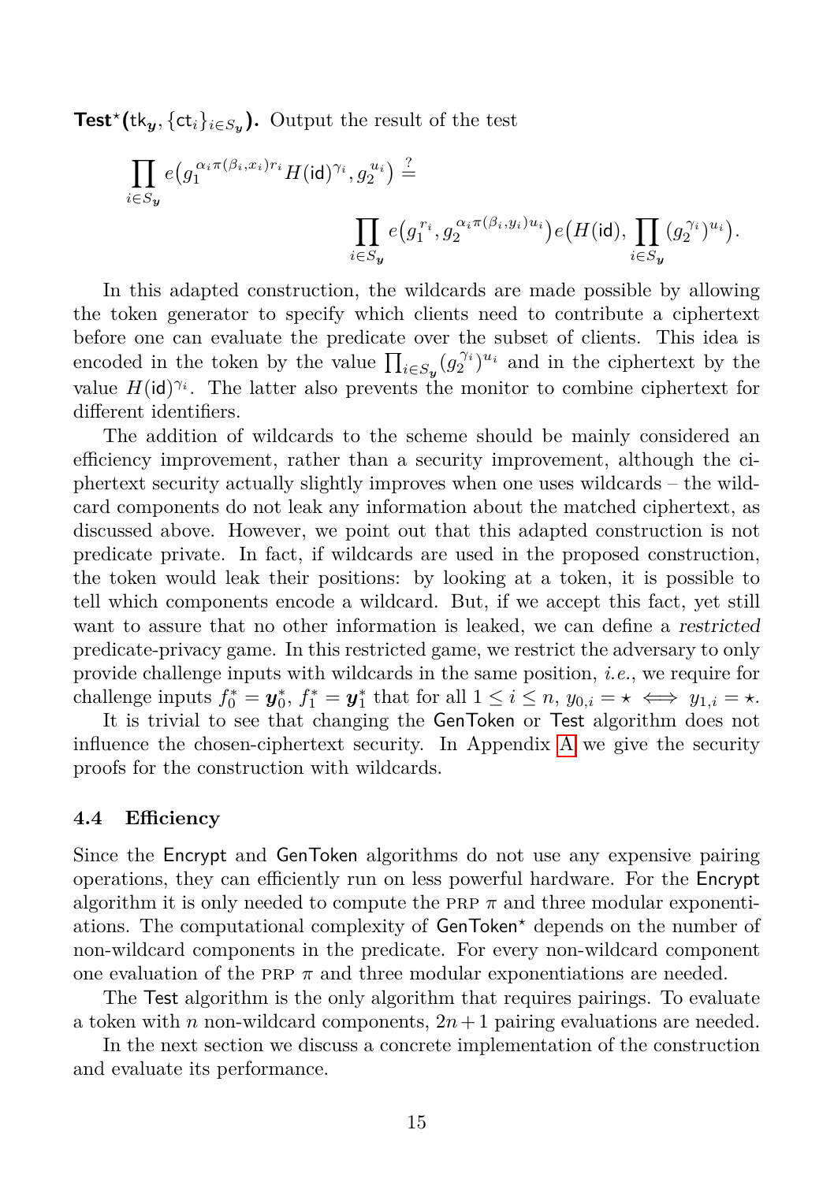**$\mathsf{Test}^\star(\mathsf{tk}_{\boldsymbol{y}}, \{\mathsf{ct}_i\}_{i \in S_{\boldsymbol{y}}})$.** Output the result of the test

$$\prod_{i \in S_{\boldsymbol{y}}} e\big(g_1^{\alpha_i \pi(\beta_i, x_i) r_i} H(\mathsf{id})^{\gamma_i}, g_2^{u_i}\big) \stackrel{?}{=} \prod_{i \in S_{\boldsymbol{y}}} e\big(g_1^{r_i}, g_2^{\alpha_i \pi(\beta_i, y_i) u_i}\big) e\big(H(\mathsf{id}), \prod_{i \in S_{\boldsymbol{y}}} (g_2^{\gamma_i})^{u_i}\big).$$

In this adapted construction, the wildcards are made possible by allowing the token generator to specify which clients need to contribute a ciphertext before one can evaluate the predicate over the subset of clients. This idea is encoded in the token by the value $\prod_{i \in S_{\boldsymbol{y}}} (g_2^{\gamma_i})^{u_i}$ and in the ciphertext by the value $H(\mathsf{id})^{\gamma_i}$. The latter also prevents the monitor to combine ciphertext for different identifiers.

The addition of wildcards to the scheme should be mainly considered an efficiency improvement, rather than a security improvement, although the ciphertext security actually slightly improves when one uses wildcards – the wildcard components do not leak any information about the matched ciphertext, as discussed above. However, we point out that this adapted construction is not predicate private. In fact, if wildcards are used in the proposed construction, the token would leak their positions: by looking at a token, it is possible to tell which components encode a wildcard. But, if we accept this fact, yet still want to assure that no other information is leaked, we can define a *restricted* predicate-privacy game. In this restricted game, we restrict the adversary to only provide challenge inputs with wildcards in the same position, *i.e.*, we require for challenge inputs $f_0^* = \boldsymbol{y}_0^*$, $f_1^* = \boldsymbol{y}_1^*$ that for all $1 \le i \le n$, $y_{0,i} = \star \iff y_{1,i} = \star$.

It is trivial to see that changing the GenToken or Test algorithm does not influence the chosen-ciphertext security. In Appendix A we give the security proofs for the construction with wildcards.

### 4.4 Efficiency

Since the Encrypt and GenToken algorithms do not use any expensive pairing operations, they can efficiently run on less powerful hardware. For the Encrypt algorithm it is only needed to compute the PRP $\pi$ and three modular exponentiations. The computational complexity of $\mathsf{GenToken}^\star$ depends on the number of non-wildcard components in the predicate. For every non-wildcard component one evaluation of the PRP $\pi$ and three modular exponentiations are needed.

The Test algorithm is the only algorithm that requires pairings. To evaluate a token with $n$ non-wildcard components, $2n+1$ pairing evaluations are needed.

In the next section we discuss a concrete implementation of the construction and evaluate its performance.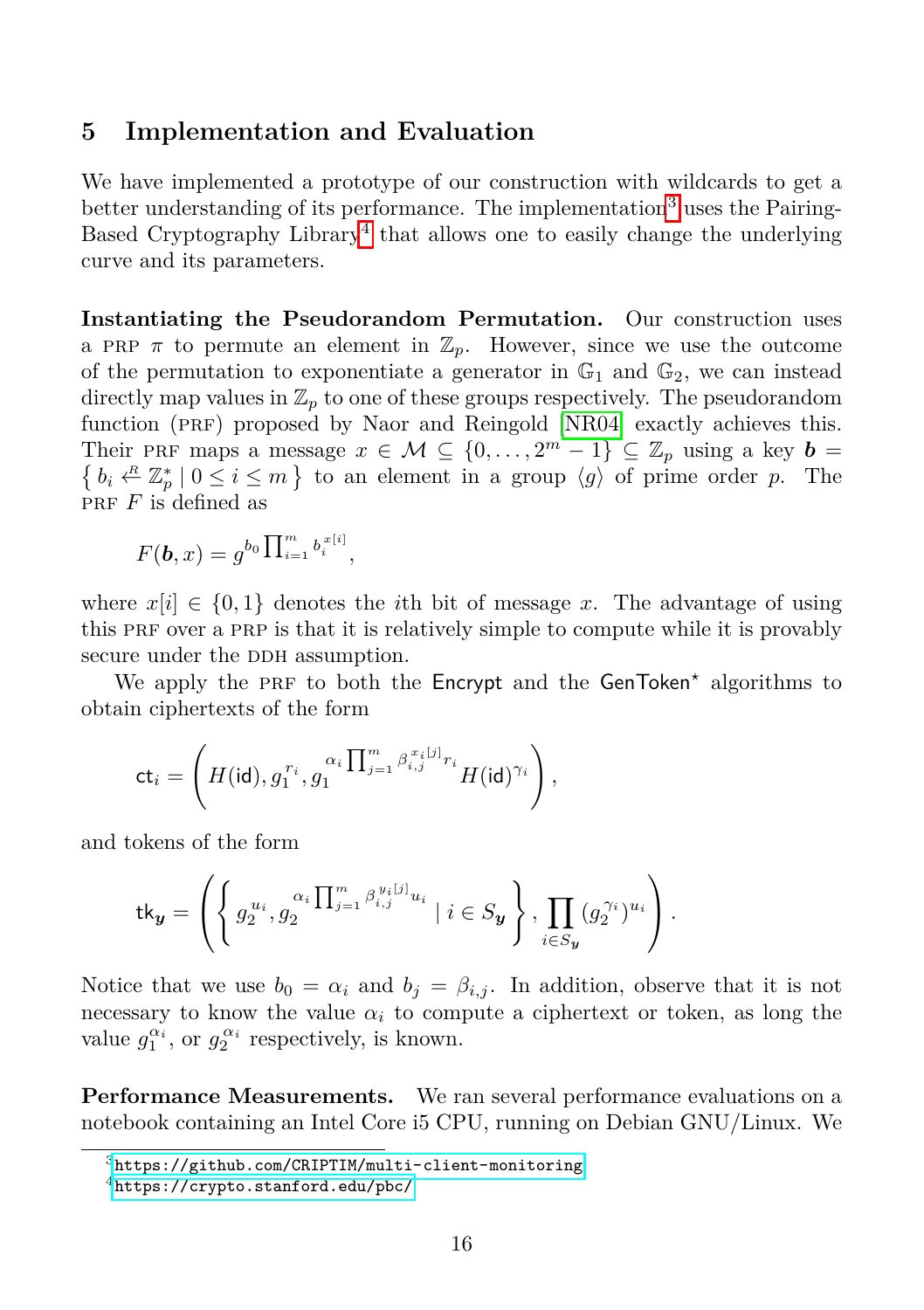## 5 Implementation and Evaluation

We have implemented a prototype of our construction with wildcards to get a better understanding of its performance. The implementation[3] uses the Pairing-Based Cryptography Library[4] that allows one to easily change the underlying curve and its parameters.

**Instantiating the Pseudorandom Permutation.** Our construction uses a PRP $\pi$ to permute an element in $\mathbb{Z}_p$. However, since we use the outcome of the permutation to exponentiate a generator in $\mathbb{G}_1$ and $\mathbb{G}_2$, we can instead directly map values in $\mathbb{Z}_p$ to one of these groups respectively. The pseudorandom function (PRF) proposed by Naor and Reingold [NR04] exactly achieves this. Their PRF maps a message $x \in \mathcal{M} \subseteq \{0, \ldots, 2^m - 1\} \subseteq \mathbb{Z}_p$ using a key $\boldsymbol{b} = \left\{ b_i \xleftarrow{R} \mathbb{Z}_p^* \mid 0 \leq i \leq m \right\}$ to an element in a group $\langle g \rangle$ of prime order $p$. The PRF $F$ is defined as

$$F(\boldsymbol{b}, x) = g^{b_0 \prod_{i=1}^{m} b_i^{x[i]}},$$

where $x[i] \in \{0, 1\}$ denotes the $i$th bit of message $x$. The advantage of using this PRF over a PRP is that it is relatively simple to compute while it is provably secure under the DDH assumption.

We apply the PRF to both the $\mathsf{Encrypt}$ and the $\mathsf{GenToken}^\star$ algorithms to obtain ciphertexts of the form

$$\mathsf{ct}_i = \left( H(\mathsf{id}), g_1^{r_i}, g_1^{\alpha_i \prod_{j=1}^{m} \beta_{i,j}^{x_i[j]} r_i} H(\mathsf{id})^{\gamma_i} \right),$$

and tokens of the form

$$\mathsf{tk}_{\boldsymbol{y}} = \left( \left\{ g_2^{u_i}, g_2^{\alpha_i \prod_{j=1}^{m} \beta_{i,j}^{y_i[j]} u_i} \mid i \in S_{\boldsymbol{y}} \right\}, \prod_{i \in S_{\boldsymbol{y}}} (g_2^{\gamma_i})^{u_i} \right).$$

Notice that we use $b_0 = \alpha_i$ and $b_j = \beta_{i,j}$. In addition, observe that it is not necessary to know the value $\alpha_i$ to compute a ciphertext or token, as long the value $g_1^{\alpha_i}$, or $g_2^{\alpha_i}$ respectively, is known.

**Performance Measurements.** We ran several performance evaluations on a notebook containing an Intel Core i5 CPU, running on Debian GNU/Linux. We

[3] https://github.com/CRIPTIM/multi-client-monitoring

[4] https://crypto.stanford.edu/pbc/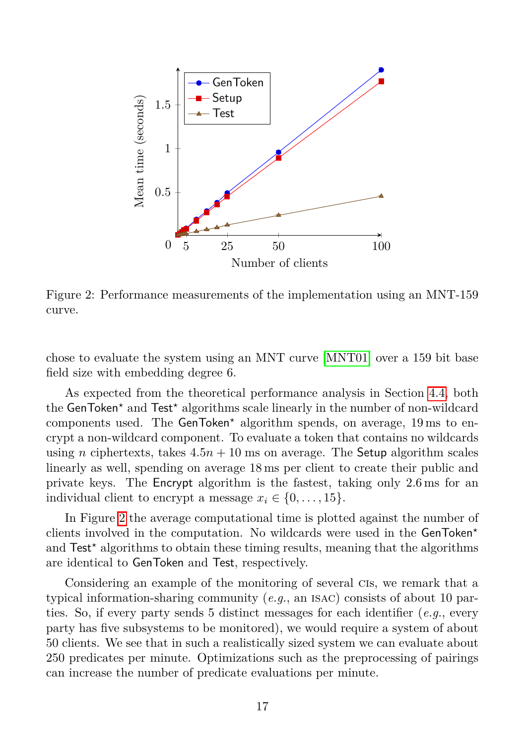Figure 2: Performance measurements of the implementation using an MNT-159 curve.

chose to evaluate the system using an MNT curve [MNT01] over a 159 bit base field size with embedding degree 6.

As expected from the theoretical performance analysis in Section 4.4, both the GenToken* and Test* algorithms scale linearly in the number of non-wildcard components used. The GenToken* algorithm spends, on average, 19 ms to encrypt a non-wildcard component. To evaluate a token that contains no wildcards using $n$ ciphertexts, takes $4.5n + 10$ ms on average. The Setup algorithm scales linearly as well, spending on average 18 ms per client to create their public and private keys. The Encrypt algorithm is the fastest, taking only 2.6 ms for an individual client to encrypt a message $x_i \in \{0, \ldots, 15\}$.

In Figure 2 the average computational time is plotted against the number of clients involved in the computation. No wildcards were used in the GenToken* and Test* algorithms to obtain these timing results, meaning that the algorithms are identical to GenToken and Test, respectively.

Considering an example of the monitoring of several CIs, we remark that a typical information-sharing community (*e.g.*, an ISAC) consists of about 10 parties. So, if every party sends 5 distinct messages for each identifier (*e.g.*, every party has five subsystems to be monitored), we would require a system of about 50 clients. We see that in such a realistically sized system we can evaluate about 250 predicates per minute. Optimizations such as the preprocessing of pairings can increase the number of predicate evaluations per minute.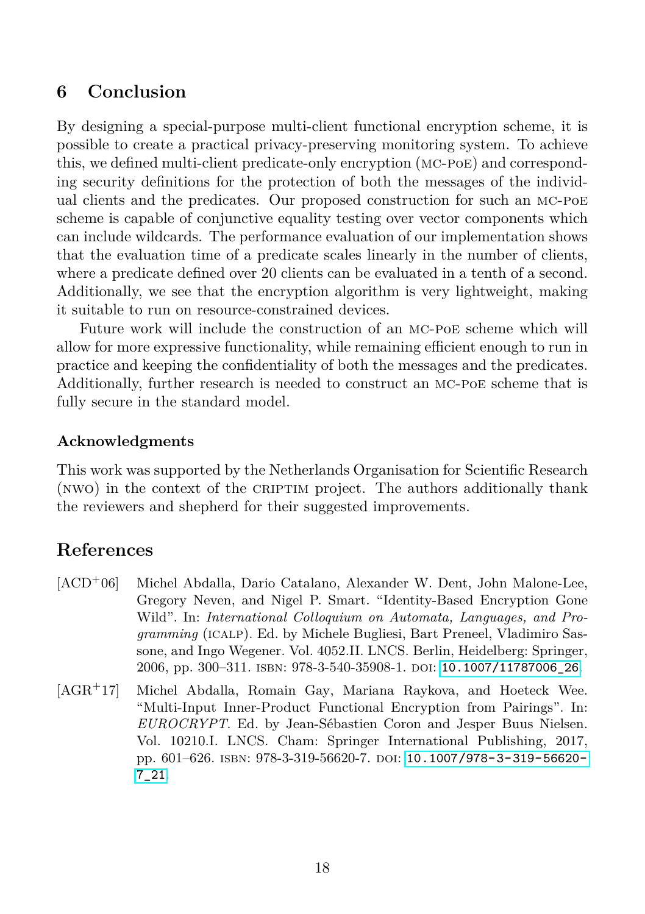## 6 Conclusion

By designing a special-purpose multi-client functional encryption scheme, it is possible to create a practical privacy-preserving monitoring system. To achieve this, we defined multi-client predicate-only encryption (MC-POE) and corresponding security definitions for the protection of both the messages of the individual clients and the predicates. Our proposed construction for such an MC-POE scheme is capable of conjunctive equality testing over vector components which can include wildcards. The performance evaluation of our implementation shows that the evaluation time of a predicate scales linearly in the number of clients, where a predicate defined over 20 clients can be evaluated in a tenth of a second. Additionally, we see that the encryption algorithm is very lightweight, making it suitable to run on resource-constrained devices.

Future work will include the construction of an MC-POE scheme which will allow for more expressive functionality, while remaining efficient enough to run in practice and keeping the confidentiality of both the messages and the predicates. Additionally, further research is needed to construct an MC-POE scheme that is fully secure in the standard model.

### Acknowledgments

This work was supported by the Netherlands Organisation for Scientific Research (NWO) in the context of the CRIPTIM project. The authors additionally thank the reviewers and shepherd for their suggested improvements.

## References

[ACD+06] Michel Abdalla, Dario Catalano, Alexander W. Dent, John Malone-Lee, Gregory Neven, and Nigel P. Smart. "Identity-Based Encryption Gone Wild". In: *International Colloquium on Automata, Languages, and Programming* (ICALP). Ed. by Michele Bugliesi, Bart Preneel, Vladimiro Sassone, and Ingo Wegener. Vol. 4052.II. LNCS. Berlin, Heidelberg: Springer, 2006, pp. 300–311. ISBN: 978-3-540-35908-1. DOI: 10.1007/11787006_26.

[AGR+17] Michel Abdalla, Romain Gay, Mariana Raykova, and Hoeteck Wee. "Multi-Input Inner-Product Functional Encryption from Pairings". In: *EUROCRYPT*. Ed. by Jean-Sébastien Coron and Jesper Buus Nielsen. Vol. 10210.I. LNCS. Cham: Springer International Publishing, 2017, pp. 601–626. ISBN: 978-3-319-56620-7. DOI: 10.1007/978-3-319-56620-7_21.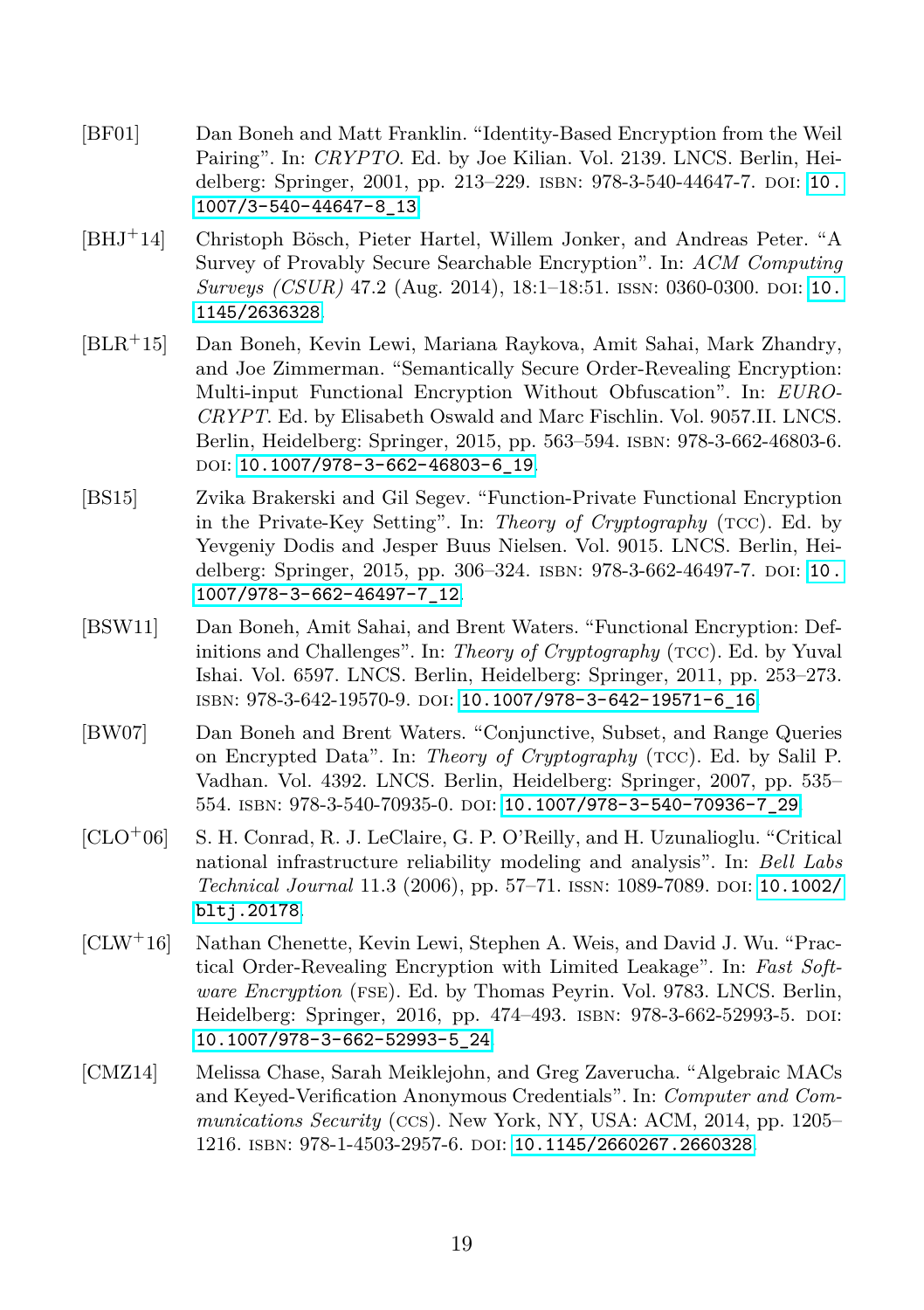[BF01] Dan Boneh and Matt Franklin. "Identity-Based Encryption from the Weil Pairing". In: *CRYPTO*. Ed. by Joe Kilian. Vol. 2139. LNCS. Berlin, Heidelberg: Springer, 2001, pp. 213–229. ISBN: 978-3-540-44647-7. DOI: 10.1007/3-540-44647-8_13.

[BHJ+14] Christoph Bösch, Pieter Hartel, Willem Jonker, and Andreas Peter. "A Survey of Provably Secure Searchable Encryption". In: *ACM Computing Surveys (CSUR)* 47.2 (Aug. 2014), 18:1–18:51. ISSN: 0360-0300. DOI: 10.1145/2636328.

[BLR+15] Dan Boneh, Kevin Lewi, Mariana Raykova, Amit Sahai, Mark Zhandry, and Joe Zimmerman. "Semantically Secure Order-Revealing Encryption: Multi-input Functional Encryption Without Obfuscation". In: *EUROCRYPT*. Ed. by Elisabeth Oswald and Marc Fischlin. Vol. 9057.II. LNCS. Berlin, Heidelberg: Springer, 2015, pp. 563–594. ISBN: 978-3-662-46803-6. DOI: 10.1007/978-3-662-46803-6_19.

[BS15] Zvika Brakerski and Gil Segev. "Function-Private Functional Encryption in the Private-Key Setting". In: *Theory of Cryptography* (TCC). Ed. by Yevgeniy Dodis and Jesper Buus Nielsen. Vol. 9015. LNCS. Berlin, Heidelberg: Springer, 2015, pp. 306–324. ISBN: 978-3-662-46497-7. DOI: 10.1007/978-3-662-46497-7_12.

[BSW11] Dan Boneh, Amit Sahai, and Brent Waters. "Functional Encryption: Definitions and Challenges". In: *Theory of Cryptography* (TCC). Ed. by Yuval Ishai. Vol. 6597. LNCS. Berlin, Heidelberg: Springer, 2011, pp. 253–273. ISBN: 978-3-642-19570-9. DOI: 10.1007/978-3-642-19571-6_16.

[BW07] Dan Boneh and Brent Waters. "Conjunctive, Subset, and Range Queries on Encrypted Data". In: *Theory of Cryptography* (TCC). Ed. by Salil P. Vadhan. Vol. 4392. LNCS. Berlin, Heidelberg: Springer, 2007, pp. 535–554. ISBN: 978-3-540-70935-0. DOI: 10.1007/978-3-540-70936-7_29.

[CLO+06] S. H. Conrad, R. J. LeClaire, G. P. O'Reilly, and H. Uzunalioglu. "Critical national infrastructure reliability modeling and analysis". In: *Bell Labs Technical Journal* 11.3 (2006), pp. 57–71. ISSN: 1089-7089. DOI: 10.1002/bltj.20178.

[CLW+16] Nathan Chenette, Kevin Lewi, Stephen A. Weis, and David J. Wu. "Practical Order-Revealing Encryption with Limited Leakage". In: *Fast Software Encryption* (FSE). Ed. by Thomas Peyrin. Vol. 9783. LNCS. Berlin, Heidelberg: Springer, 2016, pp. 474–493. ISBN: 978-3-662-52993-5. DOI: 10.1007/978-3-662-52993-5_24.

[CMZ14] Melissa Chase, Sarah Meiklejohn, and Greg Zaverucha. "Algebraic MACs and Keyed-Verification Anonymous Credentials". In: *Computer and Communications Security* (CCS). New York, NY, USA: ACM, 2014, pp. 1205–1216. ISBN: 978-1-4503-2957-6. DOI: 10.1145/2660267.2660328.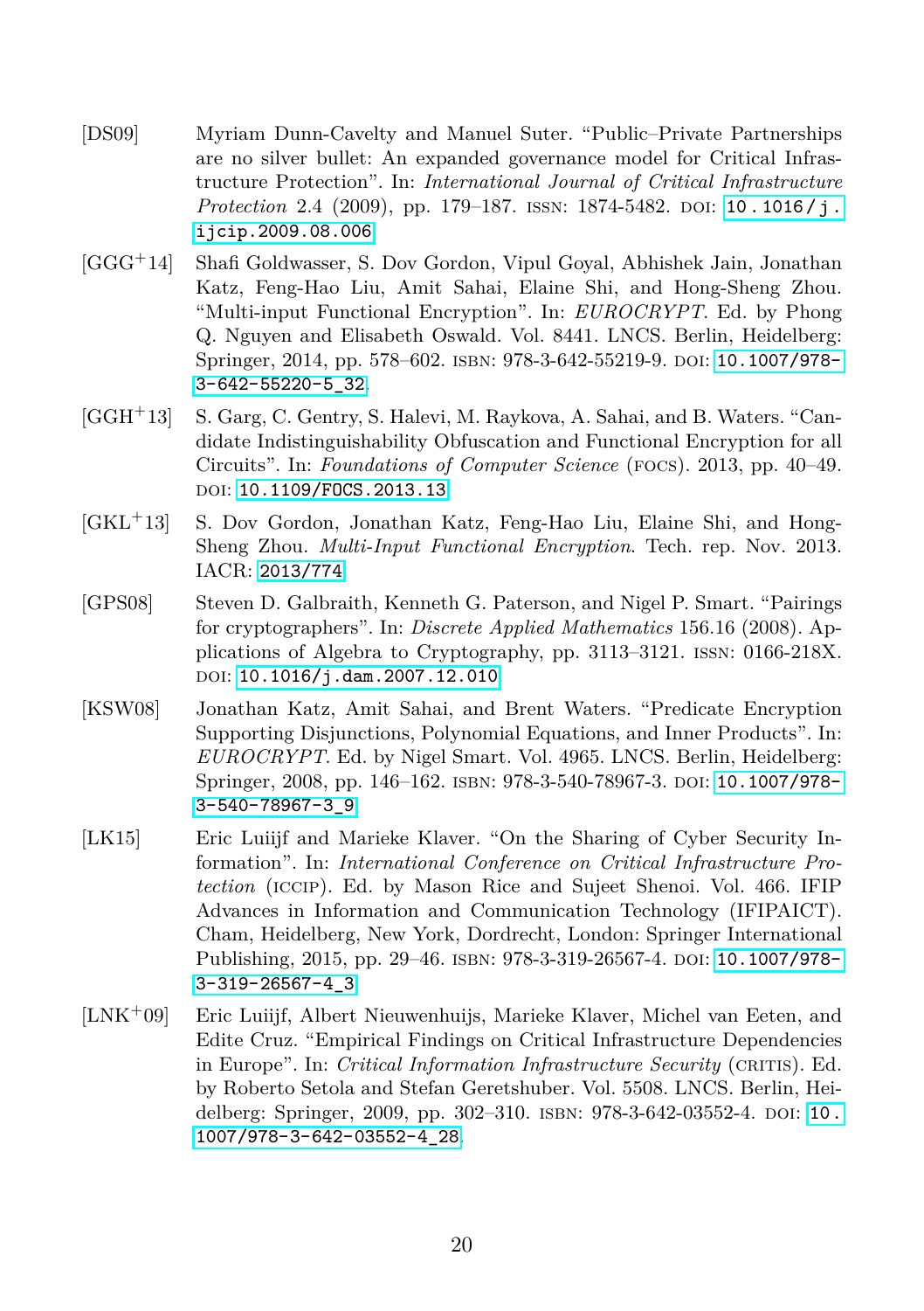[DS09] Myriam Dunn-Cavelty and Manuel Suter. "Public–Private Partnerships are no silver bullet: An expanded governance model for Critical Infrastructure Protection". In: *International Journal of Critical Infrastructure Protection* 2.4 (2009), pp. 179–187. ISSN: 1874-5482. DOI: 10.1016/j.ijcip.2009.08.006.

[GGG+14] Shafi Goldwasser, S. Dov Gordon, Vipul Goyal, Abhishek Jain, Jonathan Katz, Feng-Hao Liu, Amit Sahai, Elaine Shi, and Hong-Sheng Zhou. "Multi-input Functional Encryption". In: *EUROCRYPT*. Ed. by Phong Q. Nguyen and Elisabeth Oswald. Vol. 8441. LNCS. Berlin, Heidelberg: Springer, 2014, pp. 578–602. ISBN: 978-3-642-55219-9. DOI: 10.1007/978-3-642-55220-5_32.

[GGH+13] S. Garg, C. Gentry, S. Halevi, M. Raykova, A. Sahai, and B. Waters. "Candidate Indistinguishability Obfuscation and Functional Encryption for all Circuits". In: *Foundations of Computer Science* (FOCS). 2013, pp. 40–49. DOI: 10.1109/FOCS.2013.13.

[GKL+13] S. Dov Gordon, Jonathan Katz, Feng-Hao Liu, Elaine Shi, and Hong-Sheng Zhou. *Multi-Input Functional Encryption*. Tech. rep. Nov. 2013. IACR: 2013/774.

[GPS08] Steven D. Galbraith, Kenneth G. Paterson, and Nigel P. Smart. "Pairings for cryptographers". In: *Discrete Applied Mathematics* 156.16 (2008). Applications of Algebra to Cryptography, pp. 3113–3121. ISSN: 0166-218X. DOI: 10.1016/j.dam.2007.12.010.

[KSW08] Jonathan Katz, Amit Sahai, and Brent Waters. "Predicate Encryption Supporting Disjunctions, Polynomial Equations, and Inner Products". In: *EUROCRYPT*. Ed. by Nigel Smart. Vol. 4965. LNCS. Berlin, Heidelberg: Springer, 2008, pp. 146–162. ISBN: 978-3-540-78967-3. DOI: 10.1007/978-3-540-78967-3_9.

[LK15] Eric Luiijf and Marieke Klaver. "On the Sharing of Cyber Security Information". In: *International Conference on Critical Infrastructure Protection* (ICCIP). Ed. by Mason Rice and Sujeet Shenoi. Vol. 466. IFIP Advances in Information and Communication Technology (IFIPAICT). Cham, Heidelberg, New York, Dordrecht, London: Springer International Publishing, 2015, pp. 29–46. ISBN: 978-3-319-26567-4. DOI: 10.1007/978-3-319-26567-4_3.

[LNK+09] Eric Luiijf, Albert Nieuwenhuijs, Marieke Klaver, Michel van Eeten, and Edite Cruz. "Empirical Findings on Critical Infrastructure Dependencies in Europe". In: *Critical Information Infrastructure Security* (CRITIS). Ed. by Roberto Setola and Stefan Geretshuber. Vol. 5508. LNCS. Berlin, Heidelberg: Springer, 2009, pp. 302–310. ISBN: 978-3-642-03552-4. DOI: 10.1007/978-3-642-03552-4_28.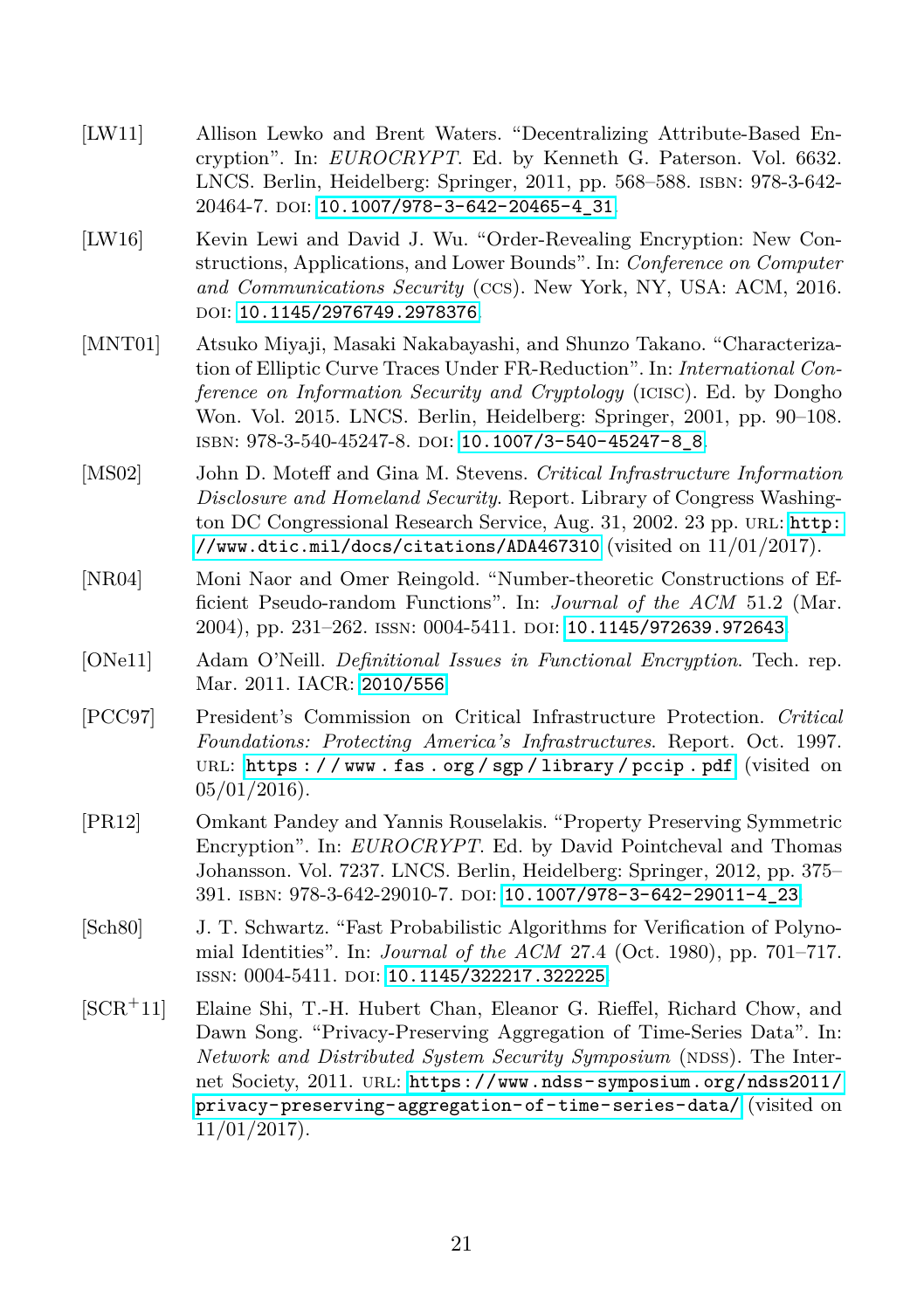[LW11] Allison Lewko and Brent Waters. "Decentralizing Attribute-Based Encryption". In: *EUROCRYPT*. Ed. by Kenneth G. Paterson. Vol. 6632. LNCS. Berlin, Heidelberg: Springer, 2011, pp. 568–588. ISBN: 978-3-642-20464-7. DOI: 10.1007/978-3-642-20465-4_31.

[LW16] Kevin Lewi and David J. Wu. "Order-Revealing Encryption: New Constructions, Applications, and Lower Bounds". In: *Conference on Computer and Communications Security* (CCS). New York, NY, USA: ACM, 2016. DOI: 10.1145/2976749.2978376.

[MNT01] Atsuko Miyaji, Masaki Nakabayashi, and Shunzo Takano. "Characterization of Elliptic Curve Traces Under FR-Reduction". In: *International Conference on Information Security and Cryptology* (ICISC). Ed. by Dongho Won. Vol. 2015. LNCS. Berlin, Heidelberg: Springer, 2001, pp. 90–108. ISBN: 978-3-540-45247-8. DOI: 10.1007/3-540-45247-8_8.

[MS02] John D. Moteff and Gina M. Stevens. *Critical Infrastructure Information Disclosure and Homeland Security*. Report. Library of Congress Washington DC Congressional Research Service, Aug. 31, 2002. 23 pp. URL: http://www.dtic.mil/docs/citations/ADA467310 (visited on 11/01/2017).

[NR04] Moni Naor and Omer Reingold. "Number-theoretic Constructions of Efficient Pseudo-random Functions". In: *Journal of the ACM* 51.2 (Mar. 2004), pp. 231–262. ISSN: 0004-5411. DOI: 10.1145/972639.972643.

[ONe11] Adam O'Neill. *Definitional Issues in Functional Encryption*. Tech. rep. Mar. 2011. IACR: 2010/556.

[PCC97] President's Commission on Critical Infrastructure Protection. *Critical Foundations: Protecting America's Infrastructures*. Report. Oct. 1997. URL: https://www.fas.org/sgp/library/pccip.pdf (visited on 05/01/2016).

[PR12] Omkant Pandey and Yannis Rouselakis. "Property Preserving Symmetric Encryption". In: *EUROCRYPT*. Ed. by David Pointcheval and Thomas Johansson. Vol. 7237. LNCS. Berlin, Heidelberg: Springer, 2012, pp. 375–391. ISBN: 978-3-642-29010-7. DOI: 10.1007/978-3-642-29011-4_23.

[Sch80] J. T. Schwartz. "Fast Probabilistic Algorithms for Verification of Polynomial Identities". In: *Journal of the ACM* 27.4 (Oct. 1980), pp. 701–717. ISSN: 0004-5411. DOI: 10.1145/322217.322225.

[SCR+11] Elaine Shi, T.-H. Hubert Chan, Eleanor G. Rieffel, Richard Chow, and Dawn Song. "Privacy-Preserving Aggregation of Time-Series Data". In: *Network and Distributed System Security Symposium* (NDSS). The Internet Society, 2011. URL: https://www.ndss-symposium.org/ndss2011/privacy-preserving-aggregation-of-time-series-data/ (visited on 11/01/2017).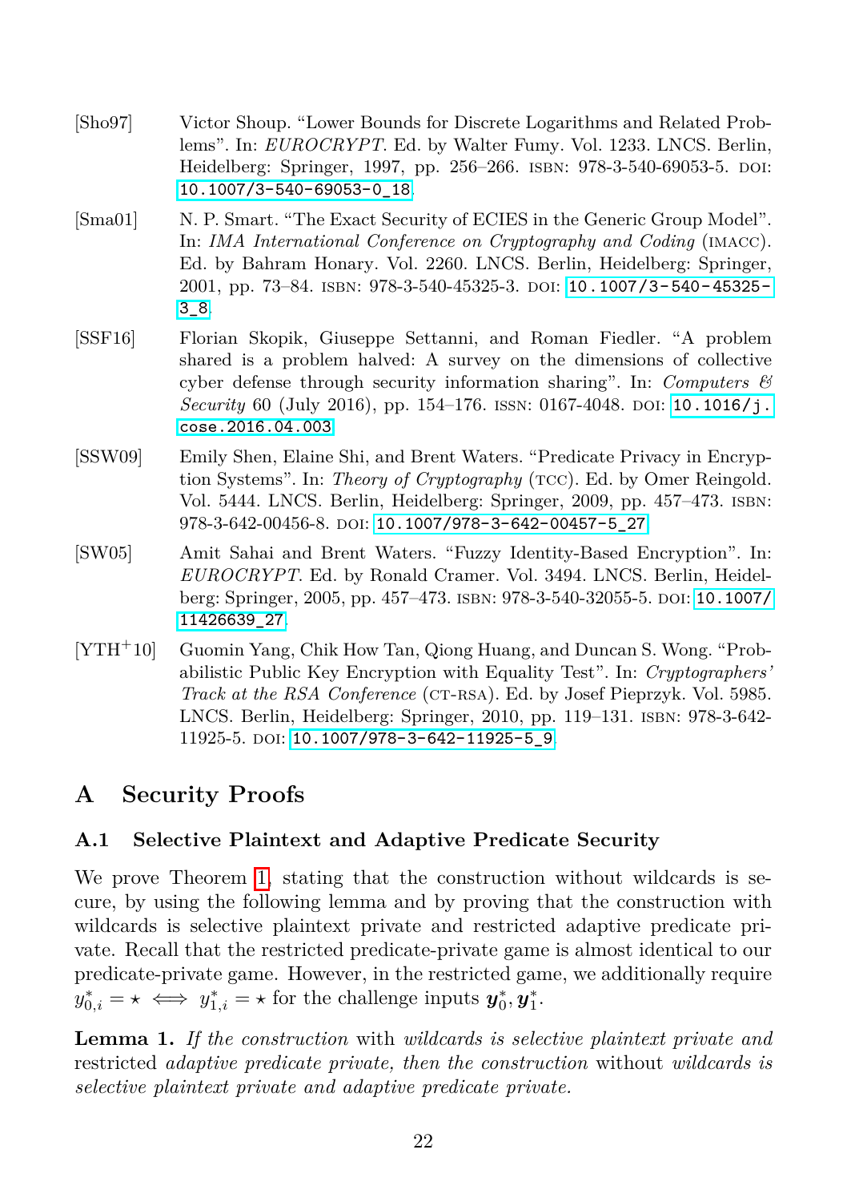[Sho97] Victor Shoup. "Lower Bounds for Discrete Logarithms and Related Problems". In: *EUROCRYPT*. Ed. by Walter Fumy. Vol. 1233. LNCS. Berlin, Heidelberg: Springer, 1997, pp. 256–266. ISBN: 978-3-540-69053-5. DOI: 10.1007/3-540-69053-0_18.

[Sma01] N. P. Smart. "The Exact Security of ECIES in the Generic Group Model". In: *IMA International Conference on Cryptography and Coding* (IMACC). Ed. by Bahram Honary. Vol. 2260. LNCS. Berlin, Heidelberg: Springer, 2001, pp. 73–84. ISBN: 978-3-540-45325-3. DOI: 10.1007/3-540-45325-3_8.

[SSF16] Florian Skopik, Giuseppe Settanni, and Roman Fiedler. "A problem shared is a problem halved: A survey on the dimensions of collective cyber defense through security information sharing". In: *Computers & Security* 60 (July 2016), pp. 154–176. ISSN: 0167-4048. DOI: 10.1016/j.cose.2016.04.003.

[SSW09] Emily Shen, Elaine Shi, and Brent Waters. "Predicate Privacy in Encryption Systems". In: *Theory of Cryptography* (TCC). Ed. by Omer Reingold. Vol. 5444. LNCS. Berlin, Heidelberg: Springer, 2009, pp. 457–473. ISBN: 978-3-642-00456-8. DOI: 10.1007/978-3-642-00457-5_27.

[SW05] Amit Sahai and Brent Waters. "Fuzzy Identity-Based Encryption". In: *EUROCRYPT*. Ed. by Ronald Cramer. Vol. 3494. LNCS. Berlin, Heidelberg: Springer, 2005, pp. 457–473. ISBN: 978-3-540-32055-5. DOI: 10.1007/11426639_27.

[YTH+10] Guomin Yang, Chik How Tan, Qiong Huang, and Duncan S. Wong. "Probabilistic Public Key Encryption with Equality Test". In: *Cryptographers' Track at the RSA Conference* (CT-RSA). Ed. by Josef Pieprzyk. Vol. 5985. LNCS. Berlin, Heidelberg: Springer, 2010, pp. 119–131. ISBN: 978-3-642-11925-5. DOI: 10.1007/978-3-642-11925-5_9.

# A Security Proofs

## A.1 Selective Plaintext and Adaptive Predicate Security

We prove Theorem 1, stating that the construction without wildcards is secure, by using the following lemma and by proving that the construction with wildcards is selective plaintext private and restricted adaptive predicate private. Recall that the restricted predicate-private game is almost identical to our predicate-private game. However, in the restricted game, we additionally require $y^*_{0,i} = \star \iff y^*_{1,i} = \star$ for the challenge inputs $\boldsymbol{y}^*_0, \boldsymbol{y}^*_1$.

**Lemma 1.** *If the construction* with *wildcards is selective plaintext private and* restricted *adaptive predicate private, then the construction* without *wildcards is selective plaintext private and adaptive predicate private.*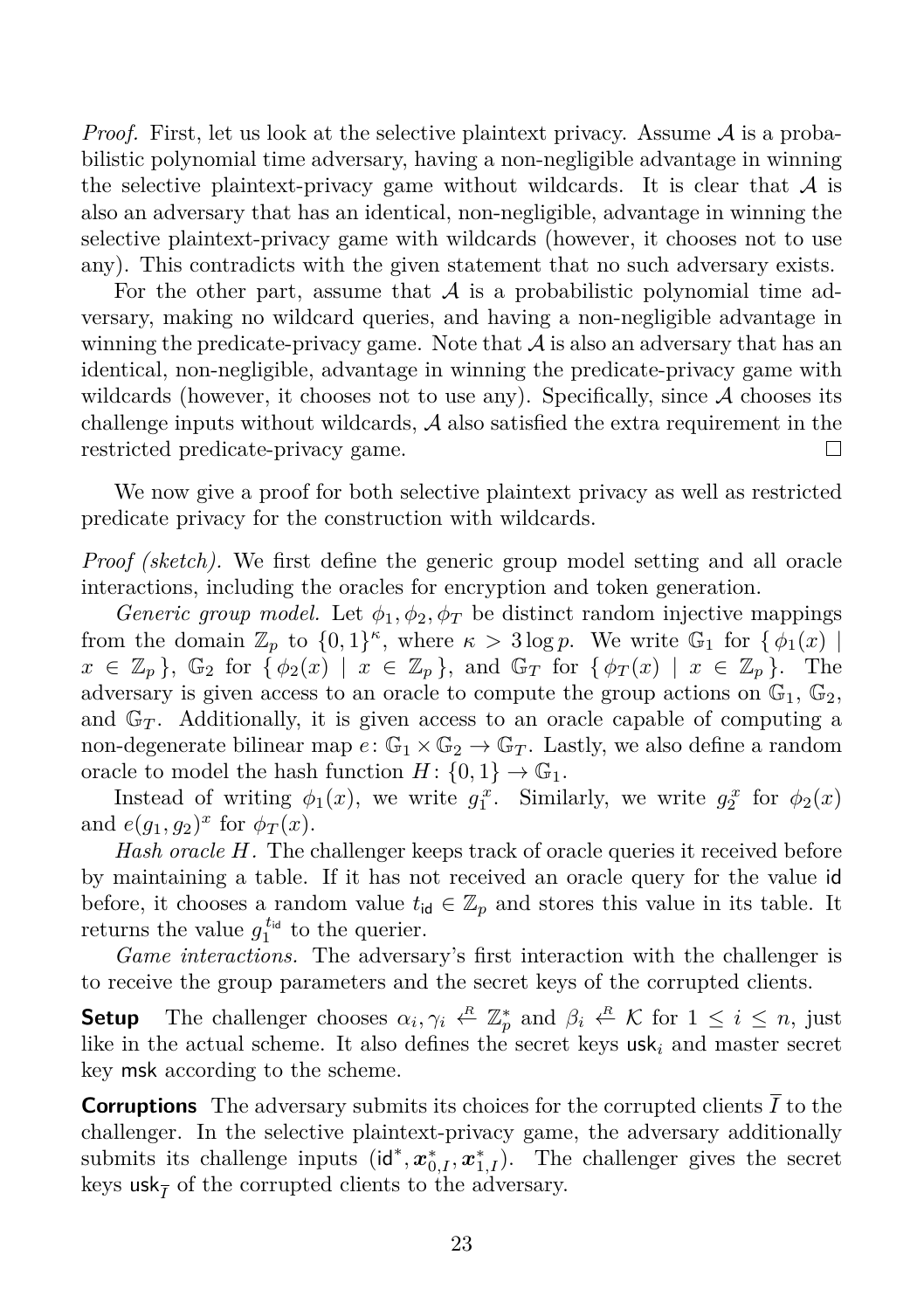*Proof.* First, let us look at the selective plaintext privacy. Assume $\mathcal{A}$ is a probabilistic polynomial time adversary, having a non-negligible advantage in winning the selective plaintext-privacy game without wildcards. It is clear that $\mathcal{A}$ is also an adversary that has an identical, non-negligible, advantage in winning the selective plaintext-privacy game with wildcards (however, it chooses not to use any). This contradicts with the given statement that no such adversary exists.

For the other part, assume that $\mathcal{A}$ is a probabilistic polynomial time adversary, making no wildcard queries, and having a non-negligible advantage in winning the predicate-privacy game. Note that $\mathcal{A}$ is also an adversary that has an identical, non-negligible, advantage in winning the predicate-privacy game with wildcards (however, it chooses not to use any). Specifically, since $\mathcal{A}$ chooses its challenge inputs without wildcards, $\mathcal{A}$ also satisfied the extra requirement in the restricted predicate-privacy game. □

We now give a proof for both selective plaintext privacy as well as restricted predicate privacy for the construction with wildcards.

*Proof (sketch).* We first define the generic group model setting and all oracle interactions, including the oracles for encryption and token generation.

*Generic group model.* Let $\phi_1, \phi_2, \phi_T$ be distinct random injective mappings from the domain $\mathbb{Z}_p$ to $\{0,1\}^\kappa$, where $\kappa > 3 \log p$. We write $\mathbb{G}_1$ for $\{ \phi_1(x) \mid x \in \mathbb{Z}_p \}$, $\mathbb{G}_2$ for $\{ \phi_2(x) \mid x \in \mathbb{Z}_p \}$, and $\mathbb{G}_T$ for $\{ \phi_T(x) \mid x \in \mathbb{Z}_p \}$. The adversary is given access to an oracle to compute the group actions on $\mathbb{G}_1$, $\mathbb{G}_2$, and $\mathbb{G}_T$. Additionally, it is given access to an oracle capable of computing a non-degenerate bilinear map $e \colon \mathbb{G}_1 \times \mathbb{G}_2 \to \mathbb{G}_T$. Lastly, we also define a random oracle to model the hash function $H \colon \{0,1\} \to \mathbb{G}_1$.

Instead of writing $\phi_1(x)$, we write $g_1^x$. Similarly, we write $g_2^x$ for $\phi_2(x)$ and $e(g_1, g_2)^x$ for $\phi_T(x)$.

*Hash oracle $H$.* The challenger keeps track of oracle queries it received before by maintaining a table. If it has not received an oracle query for the value $\mathsf{id}$ before, it chooses a random value $t_{\mathsf{id}} \in \mathbb{Z}_p$ and stores this value in its table. It returns the value $g_1^{t_{\mathsf{id}}}$ to the querier.

*Game interactions.* The adversary's first interaction with the challenger is to receive the group parameters and the secret keys of the corrupted clients.

**Setup** The challenger chooses $\alpha_i, \gamma_i \xleftarrow{R} \mathbb{Z}_p^*$ and $\beta_i \xleftarrow{R} \mathcal{K}$ for $1 \leq i \leq n$, just like in the actual scheme. It also defines the secret keys $\mathsf{usk}_i$ and master secret key $\mathsf{msk}$ according to the scheme.

**Corruptions** The adversary submits its choices for the corrupted clients $\overline{I}$ to the challenger. In the selective plaintext-privacy game, the adversary additionally submits its challenge inputs $(\mathsf{id}^*, \boldsymbol{x}_{0,I}^*, \boldsymbol{x}_{1,I}^*)$. The challenger gives the secret keys $\mathsf{usk}_{\overline{I}}$ of the corrupted clients to the adversary.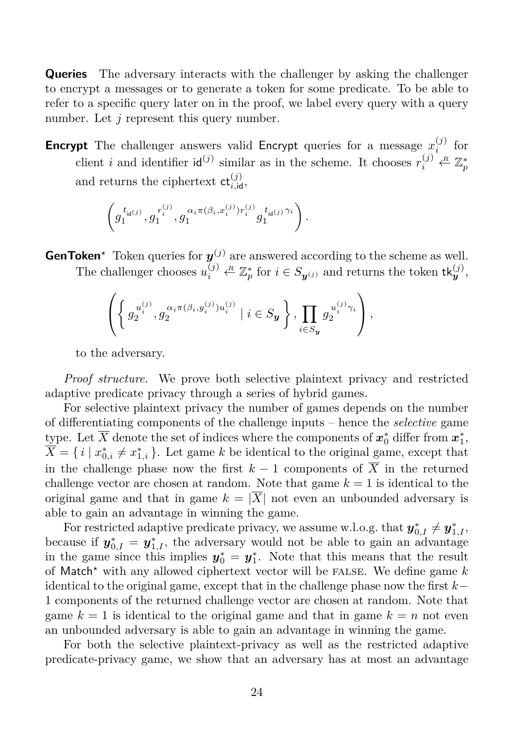**Queries** The adversary interacts with the challenger by asking the challenger to encrypt a messages or to generate a token for some predicate. To be able to refer to a specific query later on in the proof, we label every query with a query number. Let $j$ represent this query number.

**Encrypt** The challenger answers valid $\mathsf{Encrypt}$ queries for a message $x_i^{(j)}$ for client $i$ and identifier $\mathsf{id}^{(j)}$ similar as in the scheme. It chooses $r_i^{(j)} \xleftarrow{R} \mathbb{Z}_p^*$ and returns the ciphertext $\mathsf{ct}_{i,\mathsf{id}}^{(j)}$,

$$\left( g_1^{t_{\mathsf{id}^{(j)}}}, g_1^{r_i^{(j)}}, g_1^{\alpha_i \pi(\beta_i, x_i^{(j)}) r_i^{(j)}} g_1^{t_{\mathsf{id}^{(j)}} \gamma_i} \right).$$

**GenToken**$^\star$ Token queries for $\boldsymbol{y}^{(j)}$ are answered according to the scheme as well. The challenger chooses $u_i^{(j)} \xleftarrow{R} \mathbb{Z}_p^*$ for $i \in S_{\boldsymbol{y}^{(j)}}$ and returns the token $\mathsf{tk}_{\boldsymbol{y}}^{(j)}$,

$$\left( \left\{ g_2^{u_i^{(j)}}, g_2^{\alpha_i \pi(\beta_i, y_i^{(j)}) u_i^{(j)}} \mid i \in S_{\boldsymbol{y}} \right\}, \prod_{i \in S_{\boldsymbol{y}}} g_2^{u_i^{(j)} \gamma_i} \right),$$

to the adversary.

*Proof structure.* We prove both selective plaintext privacy and restricted adaptive predicate privacy through a series of hybrid games.

For selective plaintext privacy the number of games depends on the number of differentiating components of the challenge inputs – hence the *selective* game type. Let $\overline{X}$ denote the set of indices where the components of $\boldsymbol{x}_0^*$ differ from $\boldsymbol{x}_1^*$, $\overline{X} = \{ i \mid x_{0,i}^* \neq x_{1,i}^* \}$. Let game $k$ be identical to the original game, except that in the challenge phase now the first $k-1$ components of $\overline{X}$ in the returned challenge vector are chosen at random. Note that game $k = 1$ is identical to the original game and that in game $k = |\overline{X}|$ not even an unbounded adversary is able to gain an advantage in winning the game.

For restricted adaptive predicate privacy, we assume w.l.o.g. that $\boldsymbol{y}_{0,I}^* \neq \boldsymbol{y}_{1,I}^*$, because if $\boldsymbol{y}_{0,I}^* = \boldsymbol{y}_{1,I}^*$, the adversary would not be able to gain an advantage in the game since this implies $\boldsymbol{y}_0^* = \boldsymbol{y}_1^*$. Note that this means that the result of $\mathsf{Match}^\star$ with any allowed ciphertext vector will be FALSE. We define game $k$ identical to the original game, except that in the challenge phase now the first $k-1$ components of the returned challenge vector are chosen at random. Note that game $k = 1$ is identical to the original game and that in game $k = n$ not even an unbounded adversary is able to gain an advantage in winning the game.

For both the selective plaintext-privacy as well as the restricted adaptive predicate-privacy game, we show that an adversary has at most an advantage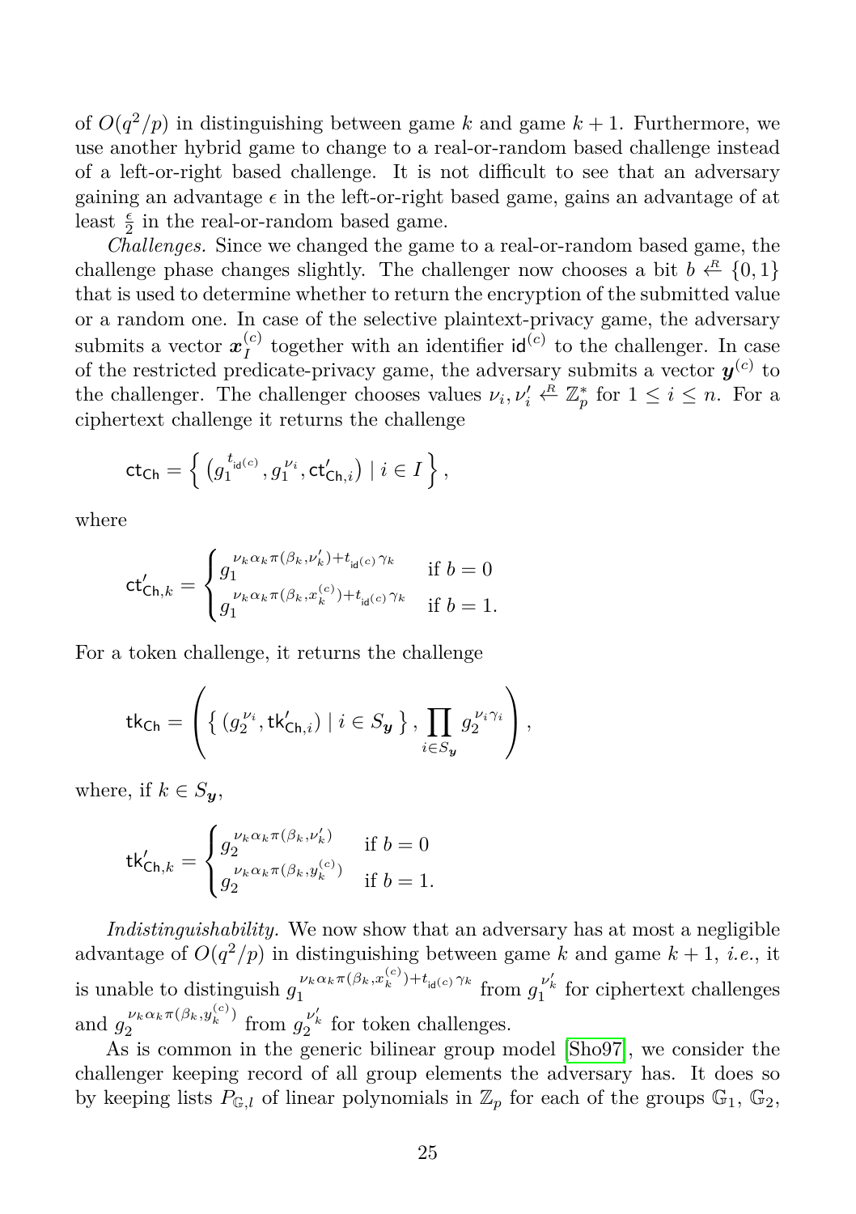of $O(q^2/p)$ in distinguishing between game $k$ and game $k+1$. Furthermore, we use another hybrid game to change to a real-or-random based challenge instead of a left-or-right based challenge. It is not difficult to see that an adversary gaining an advantage $\epsilon$ in the left-or-right based game, gains an advantage of at least $\frac{\epsilon}{2}$ in the real-or-random based game.

*Challenges.* Since we changed the game to a real-or-random based game, the challenge phase changes slightly. The challenger now chooses a bit $b \xleftarrow{R} \{0,1\}$ that is used to determine whether to return the encryption of the submitted value or a random one. In case of the selective plaintext-privacy game, the adversary submits a vector $\boldsymbol{x}_I^{(c)}$ together with an identifier $\mathsf{id}^{(c)}$ to the challenger. In case of the restricted predicate-privacy game, the adversary submits a vector $\boldsymbol{y}^{(c)}$ to the challenger. The challenger chooses values $\nu_i, \nu_i' \xleftarrow{R} \mathbb{Z}_p^*$ for $1 \le i \le n$. For a ciphertext challenge it returns the challenge

$$\mathsf{ct}_{\mathsf{Ch}} = \left\{ \left( g_1^{t_{\mathsf{id}^{(c)}}}, g_1^{\nu_i}, \mathsf{ct}'_{\mathsf{Ch},i} \right) \mid i \in I \right\},$$

where

$$\mathsf{ct}'_{\mathsf{Ch},k} = \begin{cases} g_1^{\nu_k \alpha_k \pi(\beta_k, \nu_k') + t_{\mathsf{id}^{(c)}} \gamma_k} & \text{if } b = 0 \\ g_1^{\nu_k \alpha_k \pi(\beta_k, x_k^{(c)}) + t_{\mathsf{id}^{(c)}} \gamma_k} & \text{if } b = 1. \end{cases}$$

For a token challenge, it returns the challenge

$$\mathsf{tk}_{\mathsf{Ch}} = \left( \left\{ (g_2^{\nu_i}, \mathsf{tk}'_{\mathsf{Ch},i}) \mid i \in S_{\boldsymbol{y}} \right\}, \prod_{i \in S_{\boldsymbol{y}}} g_2^{\nu_i \gamma_i} \right),$$

where, if $k \in S_{\boldsymbol{y}}$,

$$\mathsf{tk}'_{\mathsf{Ch},k} = \begin{cases} g_2^{\nu_k \alpha_k \pi(\beta_k, \nu_k')} & \text{if } b = 0 \\ g_2^{\nu_k \alpha_k \pi(\beta_k, y_k^{(c)})} & \text{if } b = 1. \end{cases}$$

*Indistinguishability.* We now show that an adversary has at most a negligible advantage of $O(q^2/p)$ in distinguishing between game $k$ and game $k+1$, *i.e.*, it is unable to distinguish $g_1^{\nu_k \alpha_k \pi(\beta_k, x_k^{(c)}) + t_{\mathsf{id}^{(c)}} \gamma_k}$ from $g_1^{\nu_k'}$ for ciphertext challenges and $g_2^{\nu_k \alpha_k \pi(\beta_k, y_k^{(c)})}$ from $g_2^{\nu_k'}$ for token challenges.

As is common in the generic bilinear group model [Sho97], we consider the challenger keeping record of all group elements the adversary has. It does so by keeping lists $P_{\mathbb{G},l}$ of linear polynomials in $\mathbb{Z}_p$ for each of the groups $\mathbb{G}_1$, $\mathbb{G}_2$,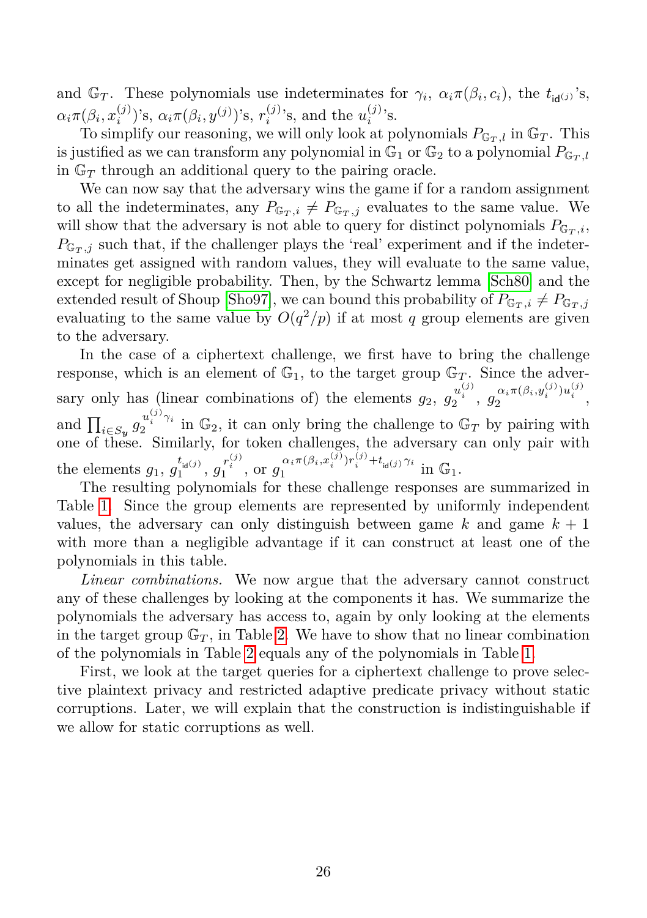and $\mathbb{G}_T$. These polynomials use indeterminates for $\gamma_i$, $\alpha_i\pi(\beta_i, c_i)$, the $t_{\mathsf{id}^{(j)}}$'s, $\alpha_i\pi(\beta_i, x_i^{(j)})$'s, $\alpha_i\pi(\beta_i, y^{(j)})$'s, $r_i^{(j)}$'s, and the $u_i^{(j)}$'s.

To simplify our reasoning, we will only look at polynomials $P_{\mathbb{G}_T,l}$ in $\mathbb{G}_T$. This is justified as we can transform any polynomial in $\mathbb{G}_1$ or $\mathbb{G}_2$ to a polynomial $P_{\mathbb{G}_T,l}$ in $\mathbb{G}_T$ through an additional query to the pairing oracle.

We can now say that the adversary wins the game if for a random assignment to all the indeterminates, any $P_{\mathbb{G}_T,i} \neq P_{\mathbb{G}_T,j}$ evaluates to the same value. We will show that the adversary is not able to query for distinct polynomials $P_{\mathbb{G}_T,i}$, $P_{\mathbb{G}_T,j}$ such that, if the challenger plays the 'real' experiment and if the indeterminates get assigned with random values, they will evaluate to the same value, except for negligible probability. Then, by the Schwartz lemma [Sch80] and the extended result of Shoup [Sho97], we can bound this probability of $P_{\mathbb{G}_T,i} \neq P_{\mathbb{G}_T,j}$ evaluating to the same value by $O(q^2/p)$ if at most $q$ group elements are given to the adversary.

In the case of a ciphertext challenge, we first have to bring the challenge response, which is an element of $\mathbb{G}_1$, to the target group $\mathbb{G}_T$. Since the adversary only has (linear combinations of) the elements $g_2$, $g_2^{u_i^{(j)}}$, $g_2^{\alpha_i\pi(\beta_i, y_i^{(j)})u_i^{(j)}}$, and $\prod_{i \in S_{\boldsymbol{y}}} g_2^{u_i^{(j)}\gamma_i}$ in $\mathbb{G}_2$, it can only bring the challenge to $\mathbb{G}_T$ by pairing with one of these. Similarly, for token challenges, the adversary can only pair with the elements $g_1$, $g_1^{t_{\mathsf{id}^{(j)}}}$, $g_1^{r_i^{(j)}}$, or $g_1^{\alpha_i\pi(\beta_i, x_i^{(j)})r_i^{(j)} + t_{\mathsf{id}^{(j)}}\gamma_i}$ in $\mathbb{G}_1$.

The resulting polynomials for these challenge responses are summarized in Table 1. Since the group elements are represented by uniformly independent values, the adversary can only distinguish between game $k$ and game $k+1$ with more than a negligible advantage if it can construct at least one of the polynomials in this table.

*Linear combinations.* We now argue that the adversary cannot construct any of these challenges by looking at the components it has. We summarize the polynomials the adversary has access to, again by only looking at the elements in the target group $\mathbb{G}_T$, in Table 2. We have to show that no linear combination of the polynomials in Table 2 equals any of the polynomials in Table 1.

First, we look at the target queries for a ciphertext challenge to prove selective plaintext privacy and restricted adaptive predicate privacy without static corruptions. Later, we will explain that the construction is indistinguishable if we allow for static corruptions as well.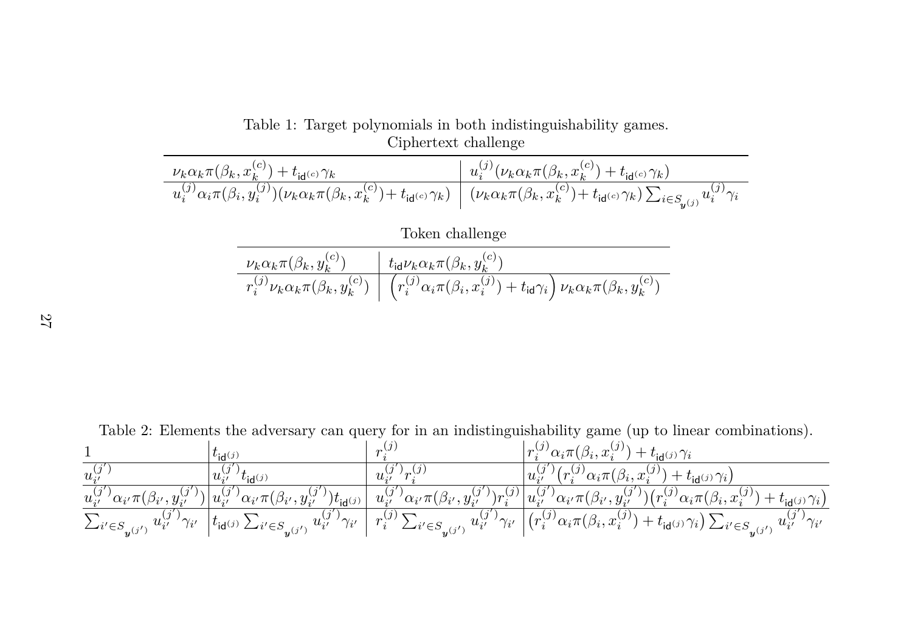Table 1: Target polynomials in both indistinguishability games.

Ciphertext challenge

| | |
|---|---|
| $\nu_k \alpha_k \pi(\beta_k, x_k^{(c)}) + t_{\mathsf{id}^{(c)}} \gamma_k$ | $u_i^{(j)} (\nu_k \alpha_k \pi(\beta_k, x_k^{(c)}) + t_{\mathsf{id}^{(c)}} \gamma_k)$ |
| $u_i^{(j)} \alpha_i \pi(\beta_i, y_i^{(j)}) (\nu_k \alpha_k \pi(\beta_k, x_k^{(c)}) + t_{\mathsf{id}^{(c)}} \gamma_k)$ | $(\nu_k \alpha_k \pi(\beta_k, x_k^{(c)}) + t_{\mathsf{id}^{(c)}} \gamma_k) \sum_{i \in S_{\boldsymbol{y}^{(j)}}} u_i^{(j)} \gamma_i$ |

Token challenge

| | |
|---|---|
| $\nu_k \alpha_k \pi(\beta_k, y_k^{(c)})$ | $t_{\mathsf{id}} \nu_k \alpha_k \pi(\beta_k, y_k^{(c)})$ |
| $r_i^{(j)} \nu_k \alpha_k \pi(\beta_k, y_k^{(c)})$ | $\left(r_i^{(j)} \alpha_i \pi(\beta_i, x_i^{(j)}) + t_{\mathsf{id}} \gamma_i\right) \nu_k \alpha_k \pi(\beta_k, y_k^{(c)})$ |

Table 2: Elements the adversary can query for in an indistinguishability game (up to linear combinations).

| | | | |
|---|---|---|---|
| $1$ | $t_{\mathsf{id}^{(j)}}$ | $r_i^{(j)}$ | $r_i^{(j)} \alpha_i \pi(\beta_i, x_i^{(j)}) + t_{\mathsf{id}^{(j)}} \gamma_i$ |
| $u_{i'}^{(j')}$ | $u_{i'}^{(j')} t_{\mathsf{id}^{(j)}}$ | $u_{i'}^{(j')} r_i^{(j)}$ | $u_{i'}^{(j')} \big(r_i^{(j)} \alpha_i \pi(\beta_i, x_i^{(j)}) + t_{\mathsf{id}^{(j)}} \gamma_i\big)$ |
| $u_{i'}^{(j')} \alpha_{i'} \pi(\beta_{i'}, y_{i'}^{(j')})$ | $u_{i'}^{(j')} \alpha_{i'} \pi(\beta_{i'}, y_{i'}^{(j')}) t_{\mathsf{id}^{(j)}}$ | $u_{i'}^{(j')} \alpha_{i'} \pi(\beta_{i'}, y_{i'}^{(j')}) r_i^{(j)}$ | $u_{i'}^{(j')} \alpha_{i'} \pi(\beta_{i'}, y_{i'}^{(j')}) \big(r_i^{(j)} \alpha_i \pi(\beta_i, x_i^{(j)}) + t_{\mathsf{id}^{(j)}} \gamma_i\big)$ |
| $\sum_{i' \in S_{\boldsymbol{y}^{(j')}}} u_{i'}^{(j')} \gamma_{i'}$ | $t_{\mathsf{id}^{(j)}} \sum_{i' \in S_{\boldsymbol{y}^{(j')}}} u_{i'}^{(j')} \gamma_{i'}$ | $r_i^{(j)} \sum_{i' \in S_{\boldsymbol{y}^{(j')}}} u_{i'}^{(j')} \gamma_{i'}$ | $\big(r_i^{(j)} \alpha_i \pi(\beta_i, x_i^{(j)}) + t_{\mathsf{id}^{(j)}} \gamma_i\big) \sum_{i' \in S_{\boldsymbol{y}^{(j')}}} u_{i'}^{(j')} \gamma_{i'}$ |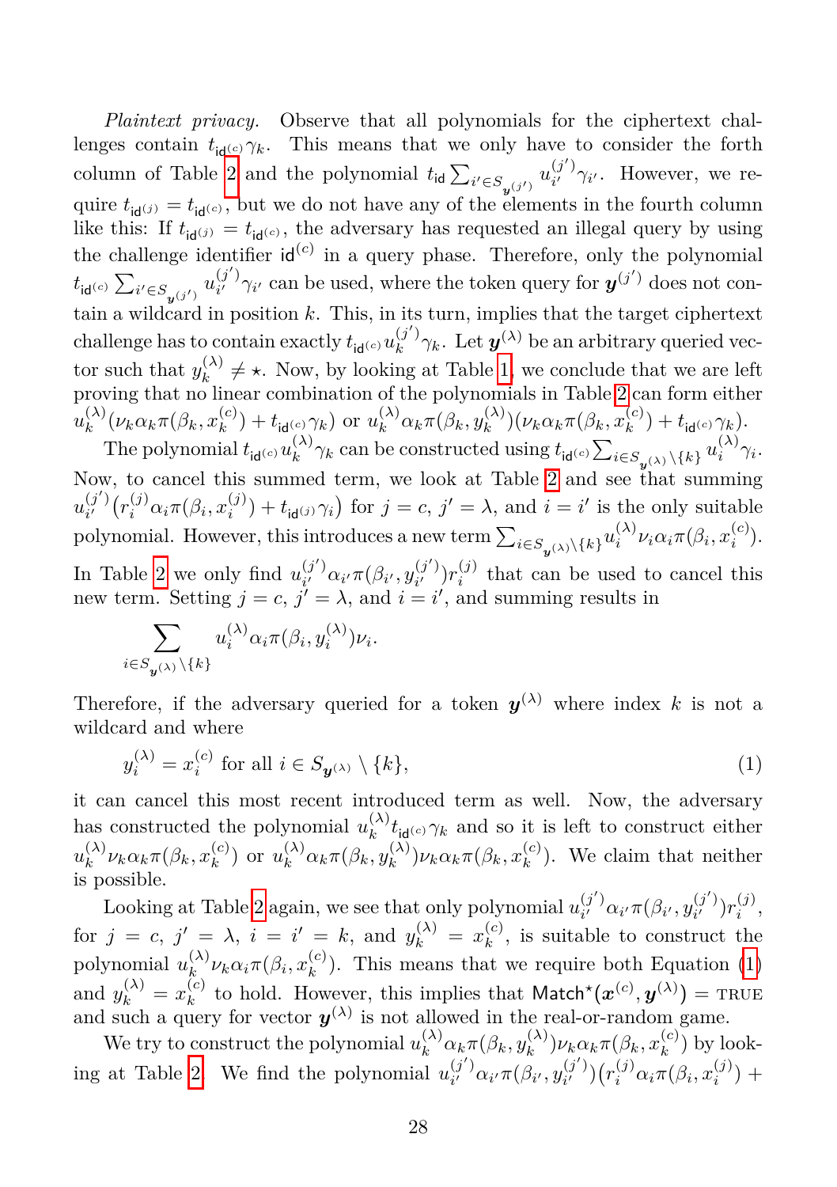*Plaintext privacy.* Observe that all polynomials for the ciphertext challenges contain $t_{\mathsf{id}^{(c)}}\gamma_k$. This means that we only have to consider the forth column of Table 2 and the polynomial $t_{\mathsf{id}} \sum_{i' \in S_{\boldsymbol{y}^{(j')}}} u_{i'}^{(j')}\gamma_{i'}$. However, we require $t_{\mathsf{id}^{(j)}} = t_{\mathsf{id}^{(c)}}$, but we do not have any of the elements in the fourth column like this: If $t_{\mathsf{id}^{(j)}} = t_{\mathsf{id}^{(c)}}$, the adversary has requested an illegal query by using the challenge identifier $\mathsf{id}^{(c)}$ in a query phase. Therefore, only the polynomial $t_{\mathsf{id}^{(c)}} \sum_{i' \in S_{\boldsymbol{y}^{(j')}}} u_{i'}^{(j')}\gamma_{i'}$ can be used, where the token query for $\boldsymbol{y}^{(j')}$ does not contain a wildcard in position $k$. This, in its turn, implies that the target ciphertext challenge has to contain exactly $t_{\mathsf{id}^{(c)}} u_k^{(j')}\gamma_k$. Let $\boldsymbol{y}^{(\lambda)}$ be an arbitrary queried vector such that $y_k^{(\lambda)} \neq \star$. Now, by looking at Table 1, we conclude that we are left proving that no linear combination of the polynomials in Table 2 can form either $u_k^{(\lambda)}(\nu_k\alpha_k\pi(\beta_k, x_k^{(c)}) + t_{\mathsf{id}^{(c)}}\gamma_k)$ or $u_k^{(\lambda)}\alpha_k\pi(\beta_k, y_k^{(\lambda)})(\nu_k\alpha_k\pi(\beta_k, x_k^{(c)}) + t_{\mathsf{id}^{(c)}}\gamma_k)$.

The polynomial $t_{\mathsf{id}^{(c)}} u_k^{(\lambda)}\gamma_k$ can be constructed using $t_{\mathsf{id}^{(c)}} \sum_{i \in S_{\boldsymbol{y}^{(\lambda)}} \setminus \{k\}} u_i^{(\lambda)}\gamma_i$. Now, to cancel this summed term, we look at Table 2 and see that summing $u_{i'}^{(j')}\big(r_i^{(j)}\alpha_i\pi(\beta_i, x_i^{(j)}) + t_{\mathsf{id}^{(j)}}\gamma_i\big)$ for $j = c$, $j' = \lambda$, and $i = i'$ is the only suitable polynomial. However, this introduces a new term $\sum_{i \in S_{\boldsymbol{y}^{(\lambda)}} \setminus \{k\}} u_i^{(\lambda)}\nu_i\alpha_i\pi(\beta_i, x_i^{(c)})$. In Table 2 we only find $u_{i'}^{(j')}\alpha_{i'}\pi(\beta_{i'}, y_{i'}^{(j')})r_i^{(j)}$ that can be used to cancel this new term. Setting $j = c$, $j' = \lambda$, and $i = i'$, and summing results in

$$\sum_{i \in S_{\boldsymbol{y}^{(\lambda)}} \setminus \{k\}} u_i^{(\lambda)}\alpha_i\pi(\beta_i, y_i^{(\lambda)})\nu_i.$$

Therefore, if the adversary queried for a token $\boldsymbol{y}^{(\lambda)}$ where index $k$ is not a wildcard and where

$$y_i^{(\lambda)} = x_i^{(c)} \text{ for all } i \in S_{\boldsymbol{y}^{(\lambda)}} \setminus \{k\}, \tag{1}$$

it can cancel this most recent introduced term as well. Now, the adversary has constructed the polynomial $u_k^{(\lambda)} t_{\mathsf{id}^{(c)}}\gamma_k$ and so it is left to construct either $u_k^{(\lambda)}\nu_k\alpha_k\pi(\beta_k, x_k^{(c)})$ or $u_k^{(\lambda)}\alpha_k\pi(\beta_k, y_k^{(\lambda)})\nu_k\alpha_k\pi(\beta_k, x_k^{(c)})$. We claim that neither is possible.

Looking at Table 2 again, we see that only polynomial $u_{i'}^{(j')}\alpha_{i'}\pi(\beta_{i'}, y_{i'}^{(j')})r_i^{(j)}$, for $j = c$, $j' = \lambda$, $i = i' = k$, and $y_k^{(\lambda)} = x_k^{(c)}$, is suitable to construct the polynomial $u_k^{(\lambda)}\nu_k\alpha_i\pi(\beta_i, x_k^{(c)})$. This means that we require both Equation (1) and $y_k^{(\lambda)} = x_k^{(c)}$ to hold. However, this implies that $\mathsf{Match}^\star(\boldsymbol{x}^{(c)}, \boldsymbol{y}^{(\lambda)}) = \text{TRUE}$ and such a query for vector $\boldsymbol{y}^{(\lambda)}$ is not allowed in the real-or-random game.

We try to construct the polynomial $u_k^{(\lambda)}\alpha_k\pi(\beta_k, y_k^{(\lambda)})\nu_k\alpha_k\pi(\beta_k, x_k^{(c)})$ by looking at Table 2. We find the polynomial $u_{i'}^{(j')}\alpha_{i'}\pi(\beta_{i'}, y_{i'}^{(j')})\big(r_i^{(j)}\alpha_i\pi(\beta_i, x_i^{(j)}) +$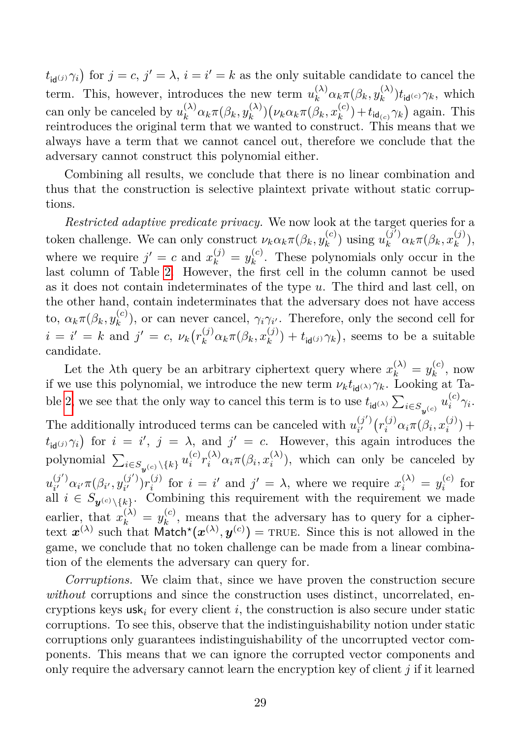$t_{\mathsf{id}^{(j)}}\gamma_i\big)$ for $j = c$, $j' = \lambda$, $i = i' = k$ as the only suitable candidate to cancel the term. This, however, introduces the new term $u_k^{(\lambda)}\alpha_k\pi(\beta_k, y_k^{(\lambda)})t_{\mathsf{id}^{(c)}}\gamma_k$, which can only be canceled by $u_k^{(\lambda)}\alpha_k\pi(\beta_k, y_k^{(\lambda)})\big(\nu_k\alpha_k\pi(\beta_k, x_k^{(c)}) + t_{\mathsf{id}_{(c)}}\gamma_k\big)$ again. This reintroduces the original term that we wanted to construct. This means that we always have a term that we cannot cancel out, therefore we conclude that the adversary cannot construct this polynomial either.

Combining all results, we conclude that there is no linear combination and thus that the construction is selective plaintext private without static corruptions.

*Restricted adaptive predicate privacy.* We now look at the target queries for a token challenge. We can only construct $\nu_k\alpha_k\pi(\beta_k, y_k^{(c)})$ using $u_k^{(j')}\alpha_k\pi(\beta_k, x_k^{(j)})$, where we require $j' = c$ and $x_k^{(j)} = y_k^{(c)}$. These polynomials only occur in the last column of Table 2. However, the first cell in the column cannot be used as it does not contain indeterminates of the type $u$. The third and last cell, on the other hand, contain indeterminates that the adversary does not have access to, $\alpha_k\pi(\beta_k, y_k^{(c)})$, or can never cancel, $\gamma_i\gamma_{i'}$. Therefore, only the second cell for $i = i' = k$ and $j' = c$, $\nu_k\big(r_k^{(j)}\alpha_k\pi(\beta_k, x_k^{(j)}) + t_{\mathsf{id}^{(j)}}\gamma_k\big)$, seems to be a suitable candidate.

Let the $\lambda$th query be an arbitrary ciphertext query where $x_k^{(\lambda)} = y_k^{(c)}$, now if we use this polynomial, we introduce the new term $\nu_k t_{\mathsf{id}^{(\lambda)}}\gamma_k$. Looking at Table 2, we see that the only way to cancel this term is to use $t_{\mathsf{id}^{(\lambda)}}\sum_{i\in S_{\boldsymbol{y}^{(c)}}} u_i^{(c)}\gamma_i$. The additionally introduced terms can be canceled with $u_{i'}^{(j')}\big(r_i^{(j)}\alpha_i\pi(\beta_i, x_i^{(j)}) + t_{\mathsf{id}^{(j)}}\gamma_i\big)$ for $i = i'$, $j = \lambda$, and $j' = c$. However, this again introduces the polynomial $\sum_{i\in S_{\boldsymbol{y}^{(c)}}\setminus\{k\}} u_i^{(c)}r_i^{(\lambda)}\alpha_i\pi(\beta_i, x_i^{(\lambda)})$, which can only be canceled by $u_{i'}^{(j')}\alpha_{i'}\pi(\beta_{i'}, y_{i'}^{(j')})r_i^{(j)}$ for $i = i'$ and $j' = \lambda$, where we require $x_i^{(\lambda)} = y_i^{(c)}$ for all $i \in S_{\boldsymbol{y}^{(c)}\setminus\{k\}}$. Combining this requirement with the requirement we made earlier, that $x_k^{(\lambda)} = y_k^{(c)}$, means that the adversary has to query for a ciphertext $\boldsymbol{x}^{(\lambda)}$ such that $\mathsf{Match}^\star(\boldsymbol{x}^{(\lambda)}, \boldsymbol{y}^{(c)}) = \text{TRUE}$. Since this is not allowed in the game, we conclude that no token challenge can be made from a linear combination of the elements the adversary can query for.

*Corruptions.* We claim that, since we have proven the construction secure *without* corruptions and since the construction uses distinct, uncorrelated, encryptions keys $\mathsf{usk}_i$ for every client $i$, the construction is also secure under static corruptions. To see this, observe that the indistinguishability notion under static corruptions only guarantees indistinguishability of the uncorrupted vector components. This means that we can ignore the corrupted vector components and only require the adversary cannot learn the encryption key of client $j$ if it learned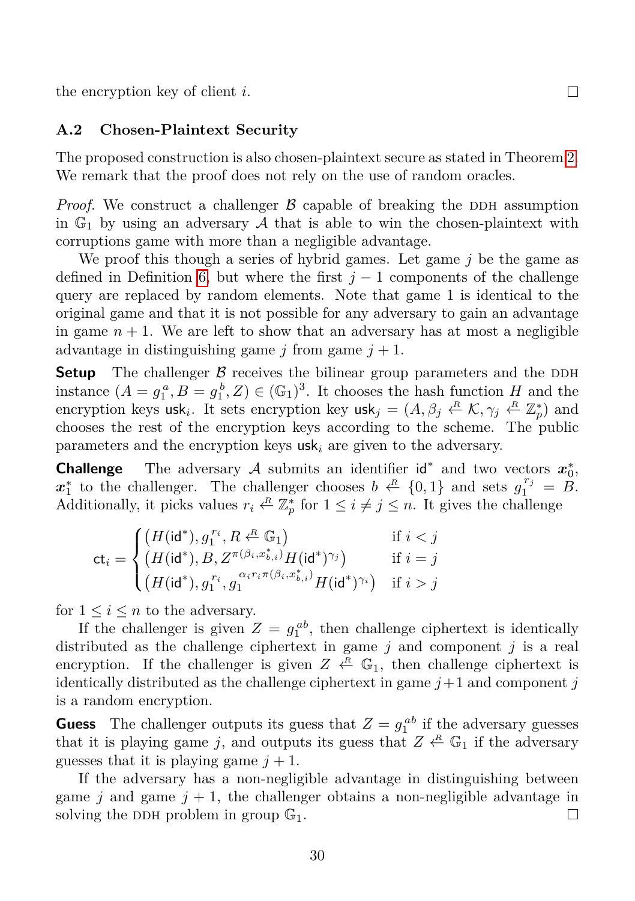the encryption key of client $i$. $\square$

### A.2 Chosen-Plaintext Security

The proposed construction is also chosen-plaintext secure as stated in Theorem 2. We remark that the proof does not rely on the use of random oracles.

*Proof.* We construct a challenger $\mathcal{B}$ capable of breaking the DDH assumption in $\mathbb{G}_1$ by using an adversary $\mathcal{A}$ that is able to win the chosen-plaintext with corruptions game with more than a negligible advantage.

We proof this though a series of hybrid games. Let game $j$ be the game as defined in Definition 6, but where the first $j-1$ components of the challenge query are replaced by random elements. Note that game 1 is identical to the original game and that it is not possible for any adversary to gain an advantage in game $n+1$. We are left to show that an adversary has at most a negligible advantage in distinguishing game $j$ from game $j+1$.

**Setup** The challenger $\mathcal{B}$ receives the bilinear group parameters and the DDH instance $(A = g_1^a, B = g_1^b, Z) \in (\mathbb{G}_1)^3$. It chooses the hash function $H$ and the encryption keys $\mathsf{usk}_i$. It sets encryption key $\mathsf{usk}_j = (A, \beta_j \xleftarrow{R} \mathcal{K}, \gamma_j \xleftarrow{R} \mathbb{Z}_p^*)$ and chooses the rest of the encryption keys according to the scheme. The public parameters and the encryption keys $\mathsf{usk}_i$ are given to the adversary.

**Challenge** The adversary $\mathcal{A}$ submits an identifier $\mathsf{id}^*$ and two vectors $\boldsymbol{x}_0^*$, $\boldsymbol{x}_1^*$ to the challenger. The challenger chooses $b \xleftarrow{R} \{0,1\}$ and sets $g_1^{r_j} = B$. Additionally, it picks values $r_i \xleftarrow{R} \mathbb{Z}_p^*$ for $1 \leq i \neq j \leq n$. It gives the challenge

$$\mathsf{ct}_i = \begin{cases} \left(H(\mathsf{id}^*), g_1^{r_i}, R \xleftarrow{R} \mathbb{G}_1\right) & \text{if } i < j \\ \left(H(\mathsf{id}^*), B, Z^{\pi(\beta_i, x_{b,i}^*)} H(\mathsf{id}^*)^{\gamma_j}\right) & \text{if } i = j \\ \left(H(\mathsf{id}^*), g_1^{r_i}, g_1^{\alpha_i r_i \pi(\beta_i, x_{b,i}^*)} H(\mathsf{id}^*)^{\gamma_i}\right) & \text{if } i > j \end{cases}$$

for $1 \leq i \leq n$ to the adversary.

If the challenger is given $Z = g_1^{ab}$, then challenge ciphertext is identically distributed as the challenge ciphertext in game $j$ and component $j$ is a real encryption. If the challenger is given $Z \xleftarrow{R} \mathbb{G}_1$, then challenge ciphertext is identically distributed as the challenge ciphertext in game $j+1$ and component $j$ is a random encryption.

**Guess** The challenger outputs its guess that $Z = g_1^{ab}$ if the adversary guesses that it is playing game $j$, and outputs its guess that $Z \xleftarrow{R} \mathbb{G}_1$ if the adversary guesses that it is playing game $j+1$.

If the adversary has a non-negligible advantage in distinguishing between game $j$ and game $j+1$, the challenger obtains a non-negligible advantage in solving the DDH problem in group $\mathbb{G}_1$. $\square$